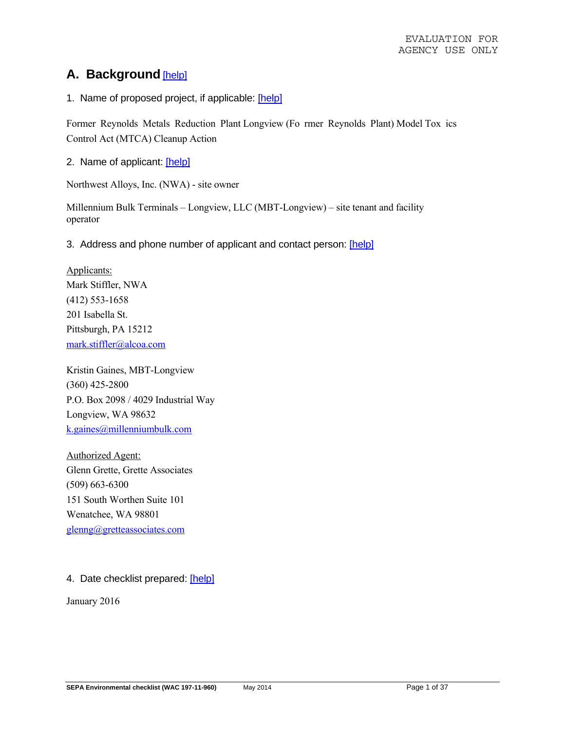EVALUATION FOR AGENCY USE ONLY

## A. Background [help]

1. Name of proposed project, if applicable: [help]

Former Reynolds Metals Reduction Plant Longview (Former Reynolds Plant) Model Toxics Control Act (MTCA) Cleanup Action

2. Name of applicant: [help]

Northwest Alloys, Inc. (NWA) - site owner

Millennium Bulk Terminals – Longview, LLC (MBT-Longview) – site tenant and facility operator

3. Address and phone number of applicant and contact person: [help]

Applicants:
Mark Stiffler, NWA
(412) 553-1658
201 Isabella St.
Pittsburgh, PA 15212
mark.stiffler@alcoa.com

Kristin Gaines, MBT-Longview
(360) 425-2800
P.O. Box 2098 / 4029 Industrial Way
Longview, WA 98632
k.gaines@millenniumbulk.com

Authorized Agent:
Glenn Grette, Grette Associates
(509) 663-6300
151 South Worthen Suite 101
Wenatchee, WA 98801
glenng@gretteassociates.com

4. Date checklist prepared: [help]

January 2016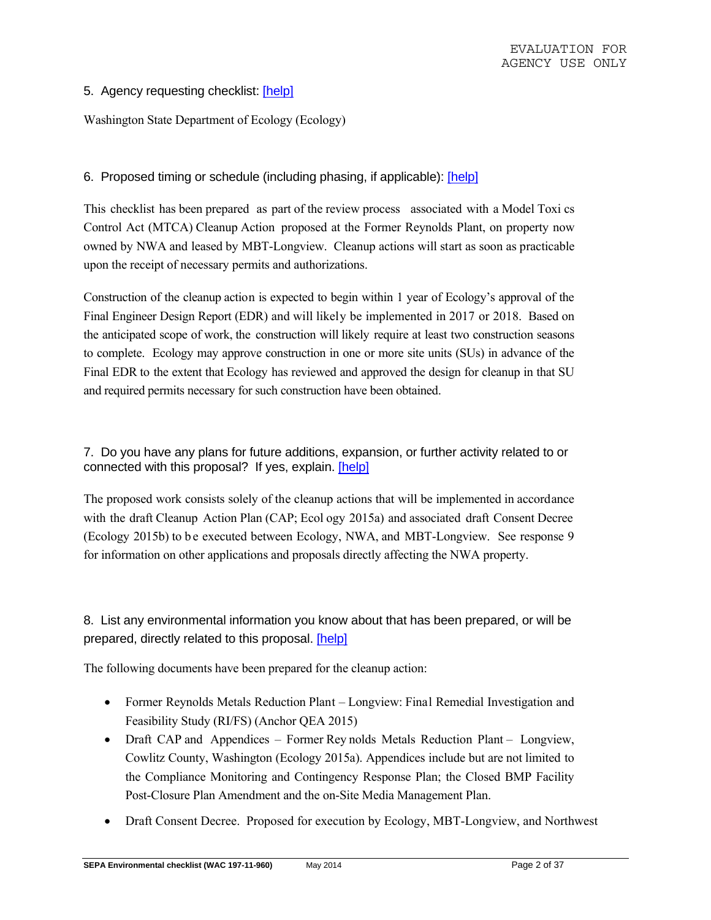5. Agency requesting checklist: [help]

Washington State Department of Ecology (Ecology)

6. Proposed timing or schedule (including phasing, if applicable): [help]

This checklist has been prepared as part of the review process associated with a Model Toxics Control Act (MTCA) Cleanup Action proposed at the Former Reynolds Plant, on property now owned by NWA and leased by MBT-Longview. Cleanup actions will start as soon as practicable upon the receipt of necessary permits and authorizations.

Construction of the cleanup action is expected to begin within 1 year of Ecology's approval of the Final Engineer Design Report (EDR) and will likely be implemented in 2017 or 2018. Based on the anticipated scope of work, the construction will likely require at least two construction seasons to complete. Ecology may approve construction in one or more site units (SUs) in advance of the Final EDR to the extent that Ecology has reviewed and approved the design for cleanup in that SU and required permits necessary for such construction have been obtained.

7. Do you have any plans for future additions, expansion, or further activity related to or connected with this proposal? If yes, explain. [help]

The proposed work consists solely of the cleanup actions that will be implemented in accordance with the draft Cleanup Action Plan (CAP; Ecology 2015a) and associated draft Consent Decree (Ecology 2015b) to be executed between Ecology, NWA, and MBT-Longview. See response 9 for information on other applications and proposals directly affecting the NWA property.

8. List any environmental information you know about that has been prepared, or will be prepared, directly related to this proposal. [help]

The following documents have been prepared for the cleanup action:

- Former Reynolds Metals Reduction Plant – Longview: Final Remedial Investigation and Feasibility Study (RI/FS) (Anchor QEA 2015)
- Draft CAP and Appendices – Former Reynolds Metals Reduction Plant – Longview, Cowlitz County, Washington (Ecology 2015a). Appendices include but are not limited to the Compliance Monitoring and Contingency Response Plan; the Closed BMP Facility Post-Closure Plan Amendment and the on-Site Media Management Plan.
- Draft Consent Decree. Proposed for execution by Ecology, MBT-Longview, and Northwest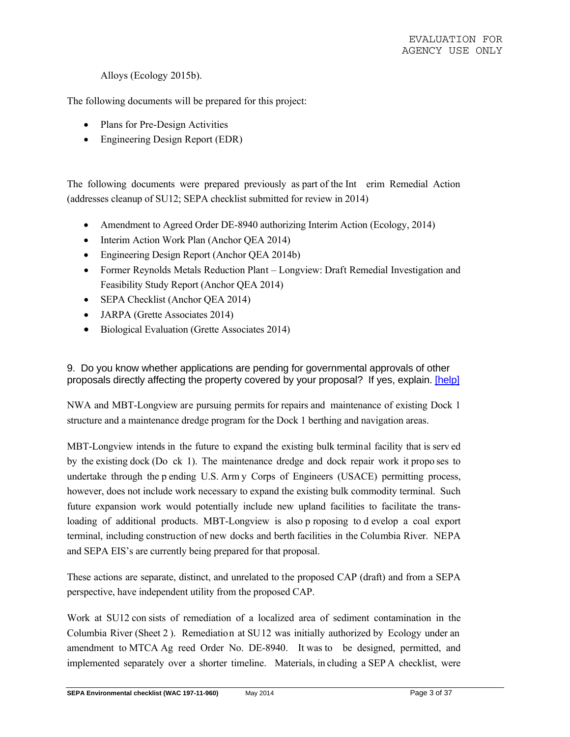Alloys (Ecology 2015b).

The following documents will be prepared for this project:

- Plans for Pre-Design Activities
- Engineering Design Report (EDR)

The following documents were prepared previously as part of the Interim Remedial Action (addresses cleanup of SU12; SEPA checklist submitted for review in 2014)

- Amendment to Agreed Order DE-8940 authorizing Interim Action (Ecology, 2014)
- Interim Action Work Plan (Anchor QEA 2014)
- Engineering Design Report (Anchor QEA 2014b)
- Former Reynolds Metals Reduction Plant – Longview: Draft Remedial Investigation and Feasibility Study Report (Anchor QEA 2014)
- SEPA Checklist (Anchor QEA 2014)
- JARPA (Grette Associates 2014)
- Biological Evaluation (Grette Associates 2014)

9. Do you know whether applications are pending for governmental approvals of other proposals directly affecting the property covered by your proposal? If yes, explain. [help]

NWA and MBT-Longview are pursuing permits for repairs and maintenance of existing Dock 1 structure and a maintenance dredge program for the Dock 1 berthing and navigation areas.

MBT-Longview intends in the future to expand the existing bulk terminal facility that is served by the existing dock (Dock 1). The maintenance dredge and dock repair work it proposes to undertake through the pending U.S. Army Corps of Engineers (USACE) permitting process, however, does not include work necessary to expand the existing bulk commodity terminal. Such future expansion work would potentially include new upland facilities to facilitate the trans-loading of additional products. MBT-Longview is also proposing to develop a coal export terminal, including construction of new docks and berth facilities in the Columbia River. NEPA and SEPA EIS's are currently being prepared for that proposal.

These actions are separate, distinct, and unrelated to the proposed CAP (draft) and from a SEPA perspective, have independent utility from the proposed CAP.

Work at SU12 consists of remediation of a localized area of sediment contamination in the Columbia River (Sheet 2). Remediation at SU12 was initially authorized by Ecology under an amendment to MTCA Agreed Order No. DE-8940. It was to be designed, permitted, and implemented separately over a shorter timeline. Materials, including a SEPA checklist, were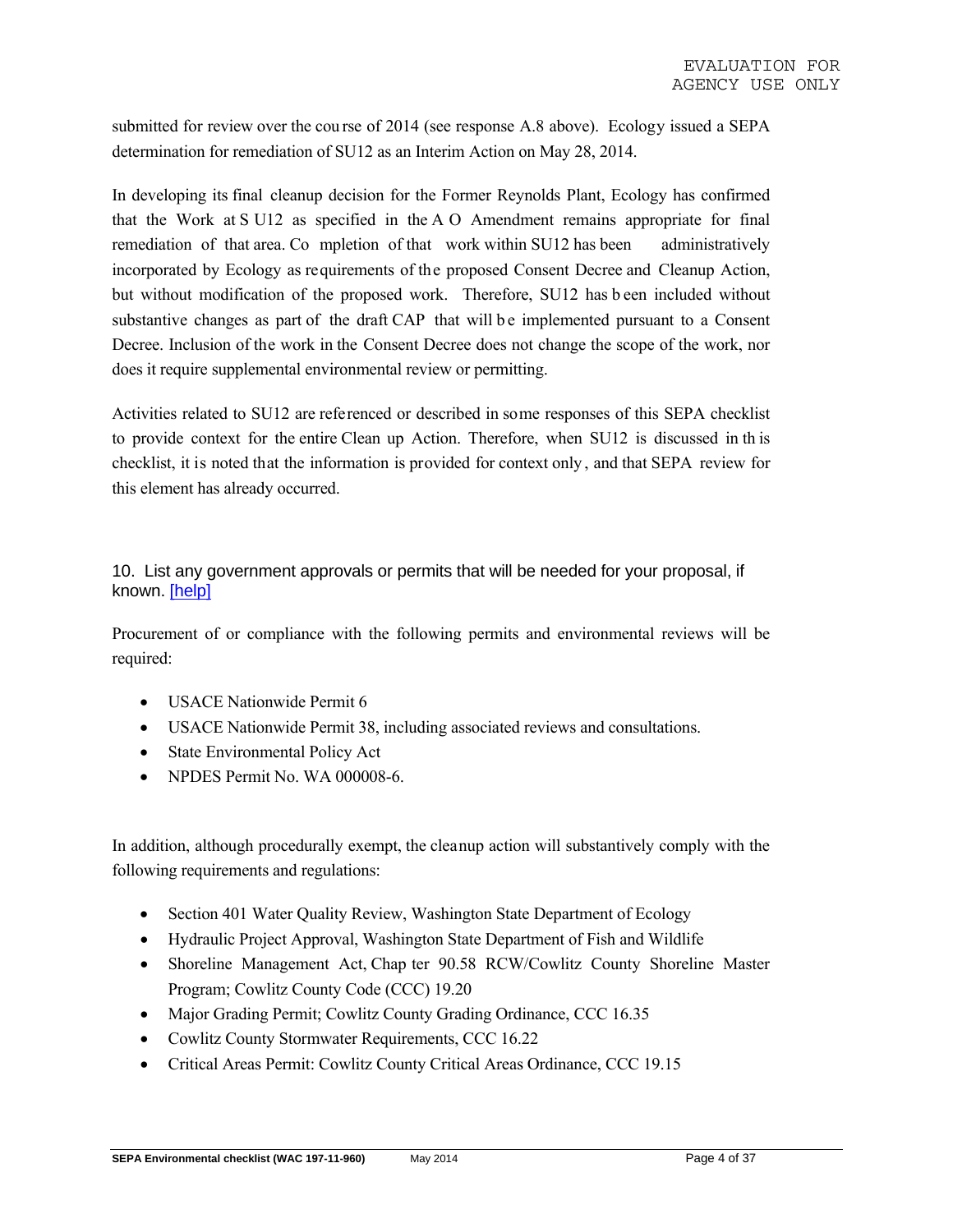submitted for review over the course of 2014 (see response A.8 above). Ecology issued a SEPA determination for remediation of SU12 as an Interim Action on May 28, 2014.

In developing its final cleanup decision for the Former Reynolds Plant, Ecology has confirmed that the Work at SU12 as specified in the AO Amendment remains appropriate for final remediation of that area. Completion of that work within SU12 has been administratively incorporated by Ecology as requirements of the proposed Consent Decree and Cleanup Action, but without modification of the proposed work. Therefore, SU12 has been included without substantive changes as part of the draft CAP that will be implemented pursuant to a Consent Decree. Inclusion of the work in the Consent Decree does not change the scope of the work, nor does it require supplemental environmental review or permitting.

Activities related to SU12 are referenced or described in some responses of this SEPA checklist to provide context for the entire Clean up Action. Therefore, when SU12 is discussed in this checklist, it is noted that the information is provided for context only, and that SEPA review for this element has already occurred.

10. List any government approvals or permits that will be needed for your proposal, if known. [help]

Procurement of or compliance with the following permits and environmental reviews will be required:

- USACE Nationwide Permit 6
- USACE Nationwide Permit 38, including associated reviews and consultations.
- State Environmental Policy Act
- NPDES Permit No. WA 000008-6.

In addition, although procedurally exempt, the cleanup action will substantively comply with the following requirements and regulations:

- Section 401 Water Quality Review, Washington State Department of Ecology
- Hydraulic Project Approval, Washington State Department of Fish and Wildlife
- Shoreline Management Act, Chapter 90.58 RCW/Cowlitz County Shoreline Master Program; Cowlitz County Code (CCC) 19.20
- Major Grading Permit; Cowlitz County Grading Ordinance, CCC 16.35
- Cowlitz County Stormwater Requirements, CCC 16.22
- Critical Areas Permit: Cowlitz County Critical Areas Ordinance, CCC 19.15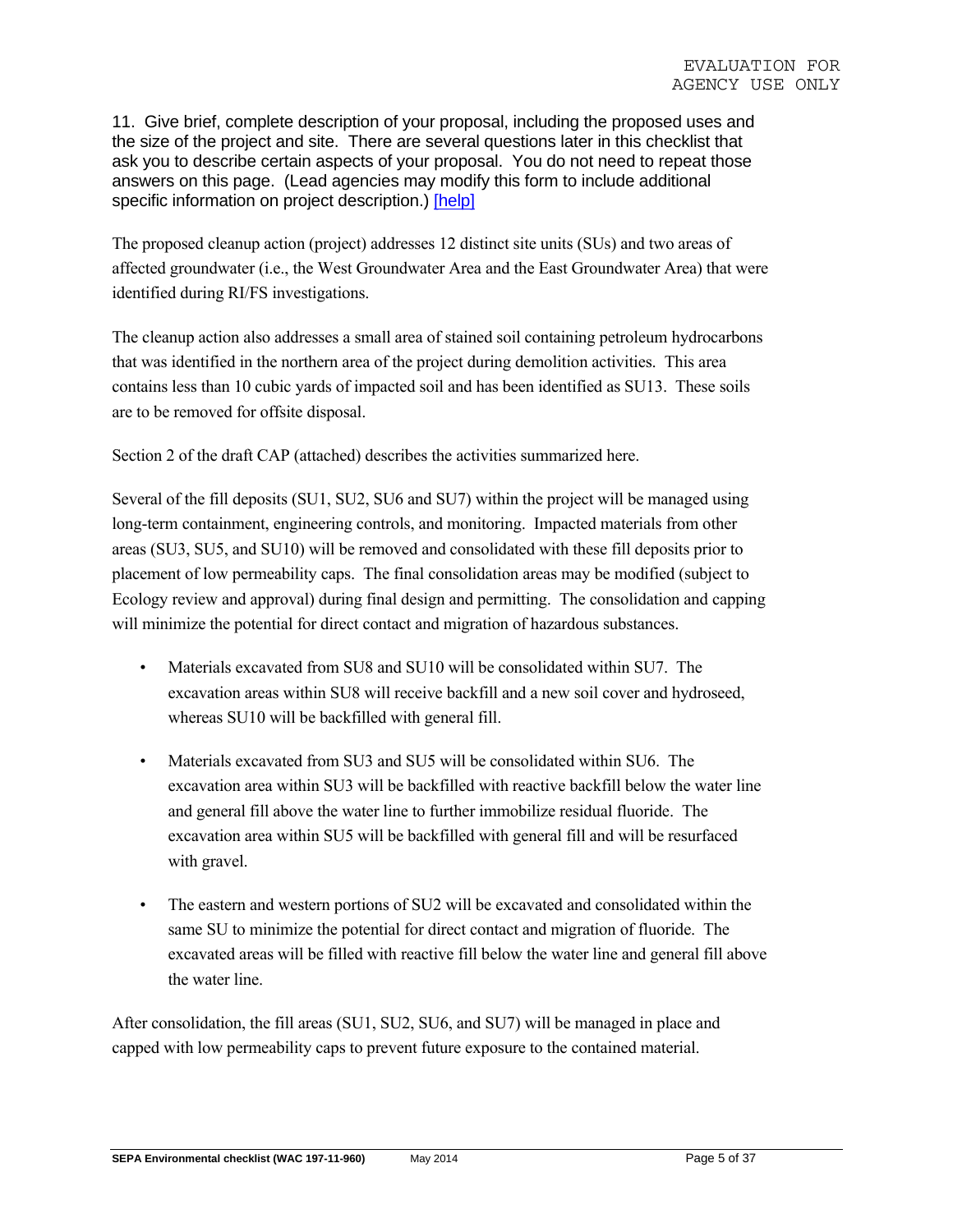EVALUATION FOR AGENCY USE ONLY

11. Give brief, complete description of your proposal, including the proposed uses and the size of the project and site. There are several questions later in this checklist that ask you to describe certain aspects of your proposal. You do not need to repeat those answers on this page. (Lead agencies may modify this form to include additional specific information on project description.) [help]

The proposed cleanup action (project) addresses 12 distinct site units (SUs) and two areas of affected groundwater (i.e., the West Groundwater Area and the East Groundwater Area) that were identified during RI/FS investigations.

The cleanup action also addresses a small area of stained soil containing petroleum hydrocarbons that was identified in the northern area of the project during demolition activities. This area contains less than 10 cubic yards of impacted soil and has been identified as SU13. These soils are to be removed for offsite disposal.

Section 2 of the draft CAP (attached) describes the activities summarized here.

Several of the fill deposits (SU1, SU2, SU6 and SU7) within the project will be managed using long-term containment, engineering controls, and monitoring. Impacted materials from other areas (SU3, SU5, and SU10) will be removed and consolidated with these fill deposits prior to placement of low permeability caps. The final consolidation areas may be modified (subject to Ecology review and approval) during final design and permitting. The consolidation and capping will minimize the potential for direct contact and migration of hazardous substances.

- Materials excavated from SU8 and SU10 will be consolidated within SU7. The excavation areas within SU8 will receive backfill and a new soil cover and hydroseed, whereas SU10 will be backfilled with general fill.
- Materials excavated from SU3 and SU5 will be consolidated within SU6. The excavation area within SU3 will be backfilled with reactive backfill below the water line and general fill above the water line to further immobilize residual fluoride. The excavation area within SU5 will be backfilled with general fill and will be resurfaced with gravel.
- The eastern and western portions of SU2 will be excavated and consolidated within the same SU to minimize the potential for direct contact and migration of fluoride. The excavated areas will be filled with reactive fill below the water line and general fill above the water line.

After consolidation, the fill areas (SU1, SU2, SU6, and SU7) will be managed in place and capped with low permeability caps to prevent future exposure to the contained material.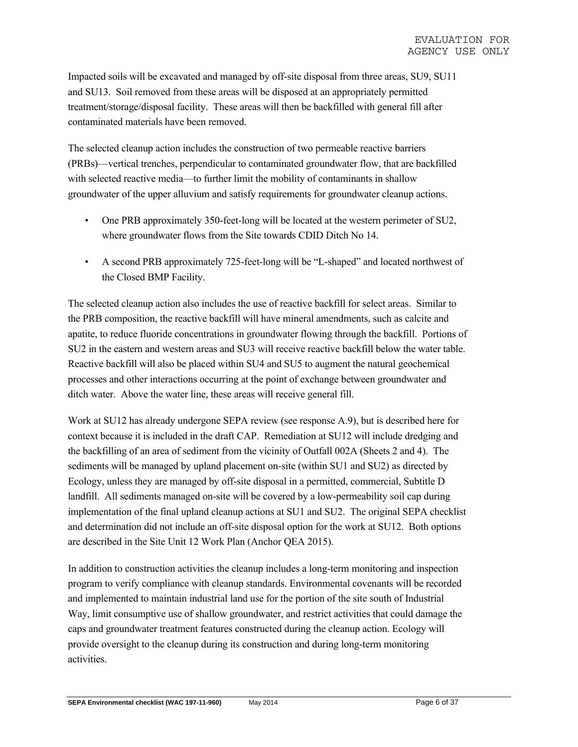Impacted soils will be excavated and managed by off-site disposal from three areas, SU9, SU11 and SU13. Soil removed from these areas will be disposed at an appropriately permitted treatment/storage/disposal facility. These areas will then be backfilled with general fill after contaminated materials have been removed.

The selected cleanup action includes the construction of two permeable reactive barriers (PRBs)—vertical trenches, perpendicular to contaminated groundwater flow, that are backfilled with selected reactive media—to further limit the mobility of contaminants in shallow groundwater of the upper alluvium and satisfy requirements for groundwater cleanup actions.

- One PRB approximately 350-feet-long will be located at the western perimeter of SU2, where groundwater flows from the Site towards CDID Ditch No 14.
- A second PRB approximately 725-feet-long will be "L-shaped" and located northwest of the Closed BMP Facility.

The selected cleanup action also includes the use of reactive backfill for select areas. Similar to the PRB composition, the reactive backfill will have mineral amendments, such as calcite and apatite, to reduce fluoride concentrations in groundwater flowing through the backfill. Portions of SU2 in the eastern and western areas and SU3 will receive reactive backfill below the water table. Reactive backfill will also be placed within SU4 and SU5 to augment the natural geochemical processes and other interactions occurring at the point of exchange between groundwater and ditch water. Above the water line, these areas will receive general fill.

Work at SU12 has already undergone SEPA review (see response A.9), but is described here for context because it is included in the draft CAP. Remediation at SU12 will include dredging and the backfilling of an area of sediment from the vicinity of Outfall 002A (Sheets 2 and 4). The sediments will be managed by upland placement on-site (within SU1 and SU2) as directed by Ecology, unless they are managed by off-site disposal in a permitted, commercial, Subtitle D landfill. All sediments managed on-site will be covered by a low-permeability soil cap during implementation of the final upland cleanup actions at SU1 and SU2. The original SEPA checklist and determination did not include an off-site disposal option for the work at SU12. Both options are described in the Site Unit 12 Work Plan (Anchor QEA 2015).

In addition to construction activities the cleanup includes a long-term monitoring and inspection program to verify compliance with cleanup standards. Environmental covenants will be recorded and implemented to maintain industrial land use for the portion of the site south of Industrial Way, limit consumptive use of shallow groundwater, and restrict activities that could damage the caps and groundwater treatment features constructed during the cleanup action. Ecology will provide oversight to the cleanup during its construction and during long-term monitoring activities.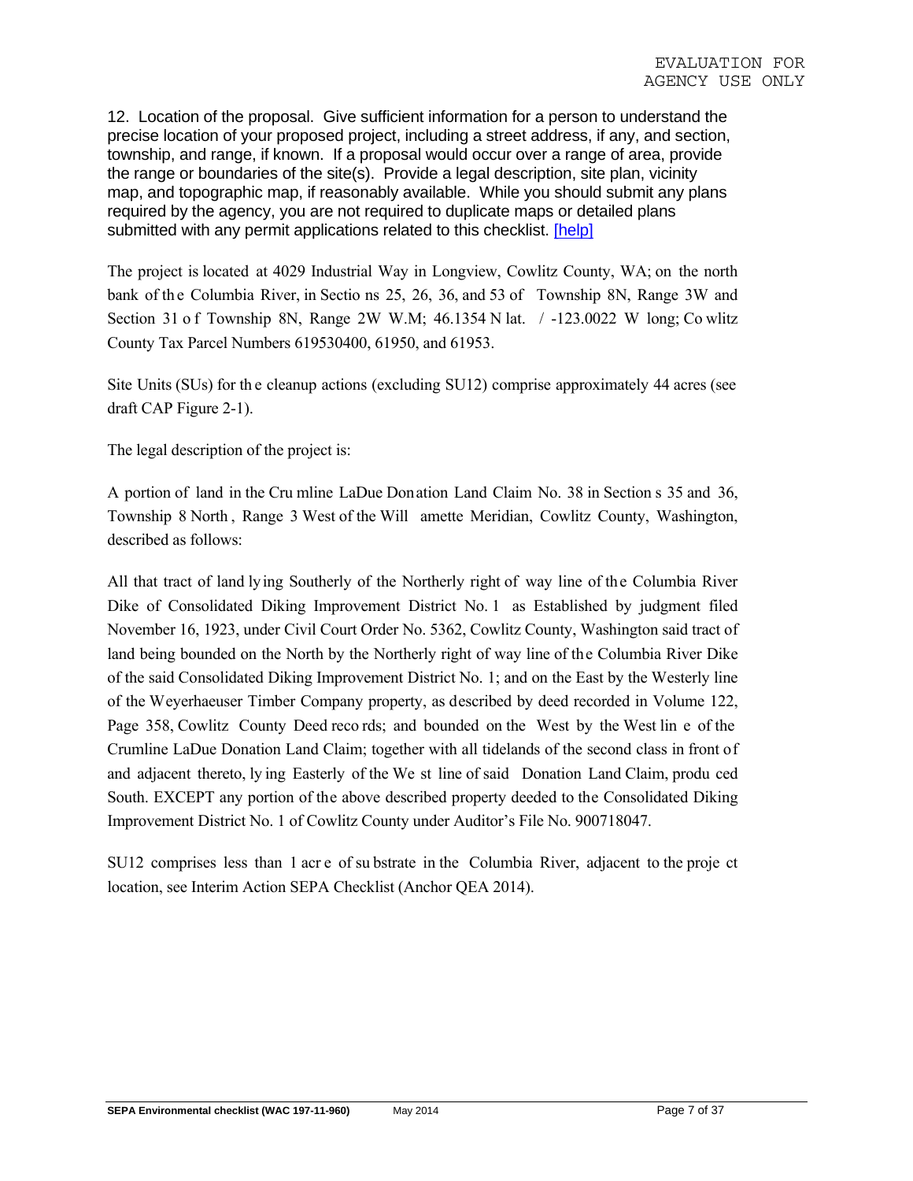EVALUATION FOR AGENCY USE ONLY

12. Location of the proposal. Give sufficient information for a person to understand the precise location of your proposed project, including a street address, if any, and section, township, and range, if known. If a proposal would occur over a range of area, provide the range or boundaries of the site(s). Provide a legal description, site plan, vicinity map, and topographic map, if reasonably available. While you should submit any plans required by the agency, you are not required to duplicate maps or detailed plans submitted with any permit applications related to this checklist. [help]

The project is located at 4029 Industrial Way in Longview, Cowlitz County, WA; on the north bank of the Columbia River, in Sections 25, 26, 36, and 53 of Township 8N, Range 3W and Section 31 of Township 8N, Range 2W W.M; 46.1354 N lat. / -123.0022 W long; Cowlitz County Tax Parcel Numbers 619530400, 61950, and 61953.

Site Units (SUs) for the cleanup actions (excluding SU12) comprise approximately 44 acres (see draft CAP Figure 2-1).

The legal description of the project is:

A portion of land in the Crumline LaDue Donation Land Claim No. 38 in Sections 35 and 36, Township 8 North, Range 3 West of the Willamette Meridian, Cowlitz County, Washington, described as follows:

All that tract of land lying Southerly of the Northerly right of way line of the Columbia River Dike of Consolidated Diking Improvement District No. 1 as Established by judgment filed November 16, 1923, under Civil Court Order No. 5362, Cowlitz County, Washington said tract of land being bounded on the North by the Northerly right of way line of the Columbia River Dike of the said Consolidated Diking Improvement District No. 1; and on the East by the Westerly line of the Weyerhaeuser Timber Company property, as described by deed recorded in Volume 122, Page 358, Cowlitz County Deed records; and bounded on the West by the West line of the Crumline LaDue Donation Land Claim; together with all tidelands of the second class in front of and adjacent thereto, lying Easterly of the West line of said Donation Land Claim, produced South. EXCEPT any portion of the above described property deeded to the Consolidated Diking Improvement District No. 1 of Cowlitz County under Auditor's File No. 900718047.

SU12 comprises less than 1 acre of substrate in the Columbia River, adjacent to the project location, see Interim Action SEPA Checklist (Anchor QEA 2014).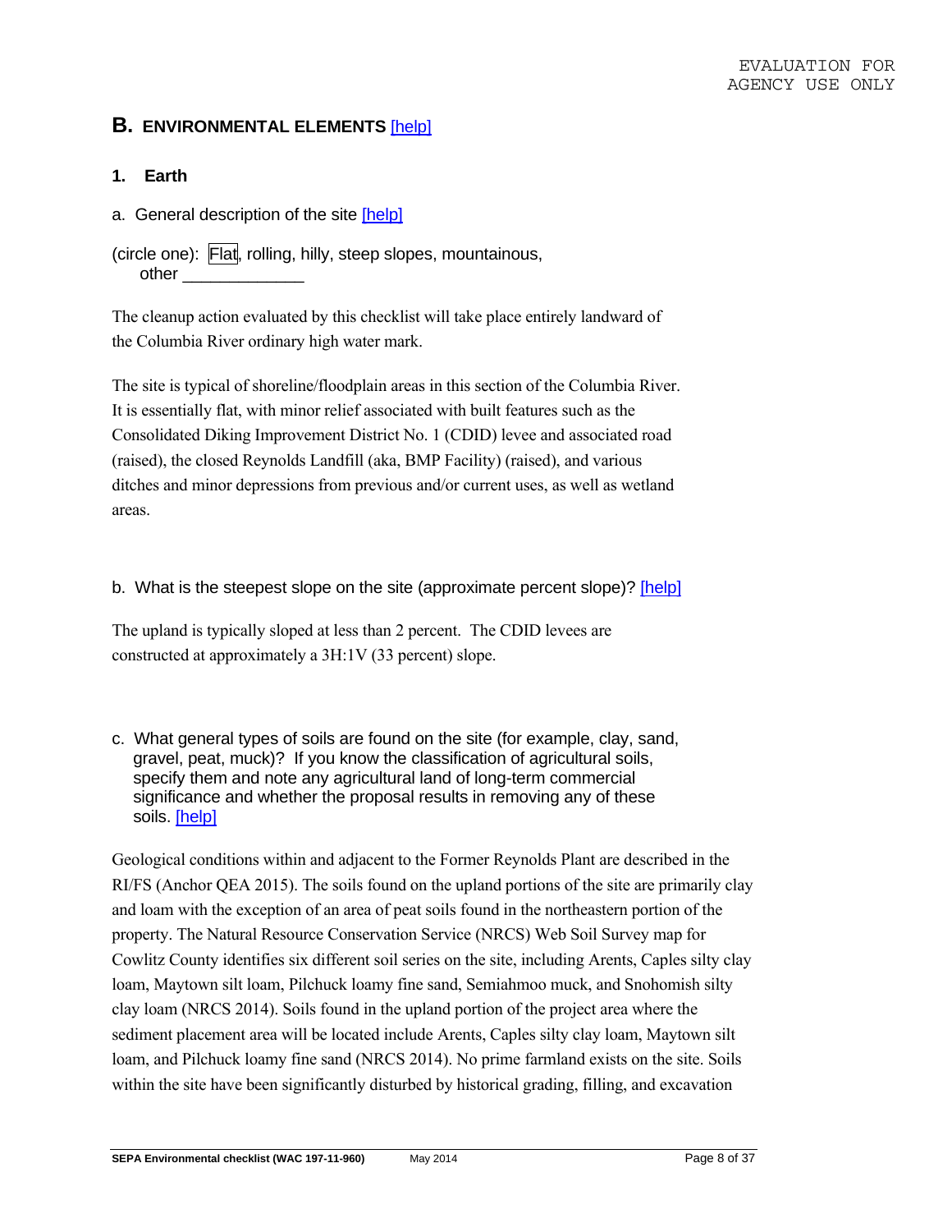EVALUATION FOR AGENCY USE ONLY

## B. ENVIRONMENTAL ELEMENTS [help]

### 1. Earth

a. General description of the site [help]

(circle one): **[Flat]**, rolling, hilly, steep slopes, mountainous, other _____________

The cleanup action evaluated by this checklist will take place entirely landward of the Columbia River ordinary high water mark.

The site is typical of shoreline/floodplain areas in this section of the Columbia River. It is essentially flat, with minor relief associated with built features such as the Consolidated Diking Improvement District No. 1 (CDID) levee and associated road (raised), the closed Reynolds Landfill (aka, BMP Facility) (raised), and various ditches and minor depressions from previous and/or current uses, as well as wetland areas.

b. What is the steepest slope on the site (approximate percent slope)? [help]

The upland is typically sloped at less than 2 percent. The CDID levees are constructed at approximately a 3H:1V (33 percent) slope.

c. What general types of soils are found on the site (for example, clay, sand, gravel, peat, muck)? If you know the classification of agricultural soils, specify them and note any agricultural land of long-term commercial significance and whether the proposal results in removing any of these soils. [help]

Geological conditions within and adjacent to the Former Reynolds Plant are described in the RI/FS (Anchor QEA 2015). The soils found on the upland portions of the site are primarily clay and loam with the exception of an area of peat soils found in the northeastern portion of the property. The Natural Resource Conservation Service (NRCS) Web Soil Survey map for Cowlitz County identifies six different soil series on the site, including Arents, Caples silty clay loam, Maytown silt loam, Pilchuck loamy fine sand, Semiahmoo muck, and Snohomish silty clay loam (NRCS 2014). Soils found in the upland portion of the project area where the sediment placement area will be located include Arents, Caples silty clay loam, Maytown silt loam, and Pilchuck loamy fine sand (NRCS 2014). No prime farmland exists on the site. Soils within the site have been significantly disturbed by historical grading, filling, and excavation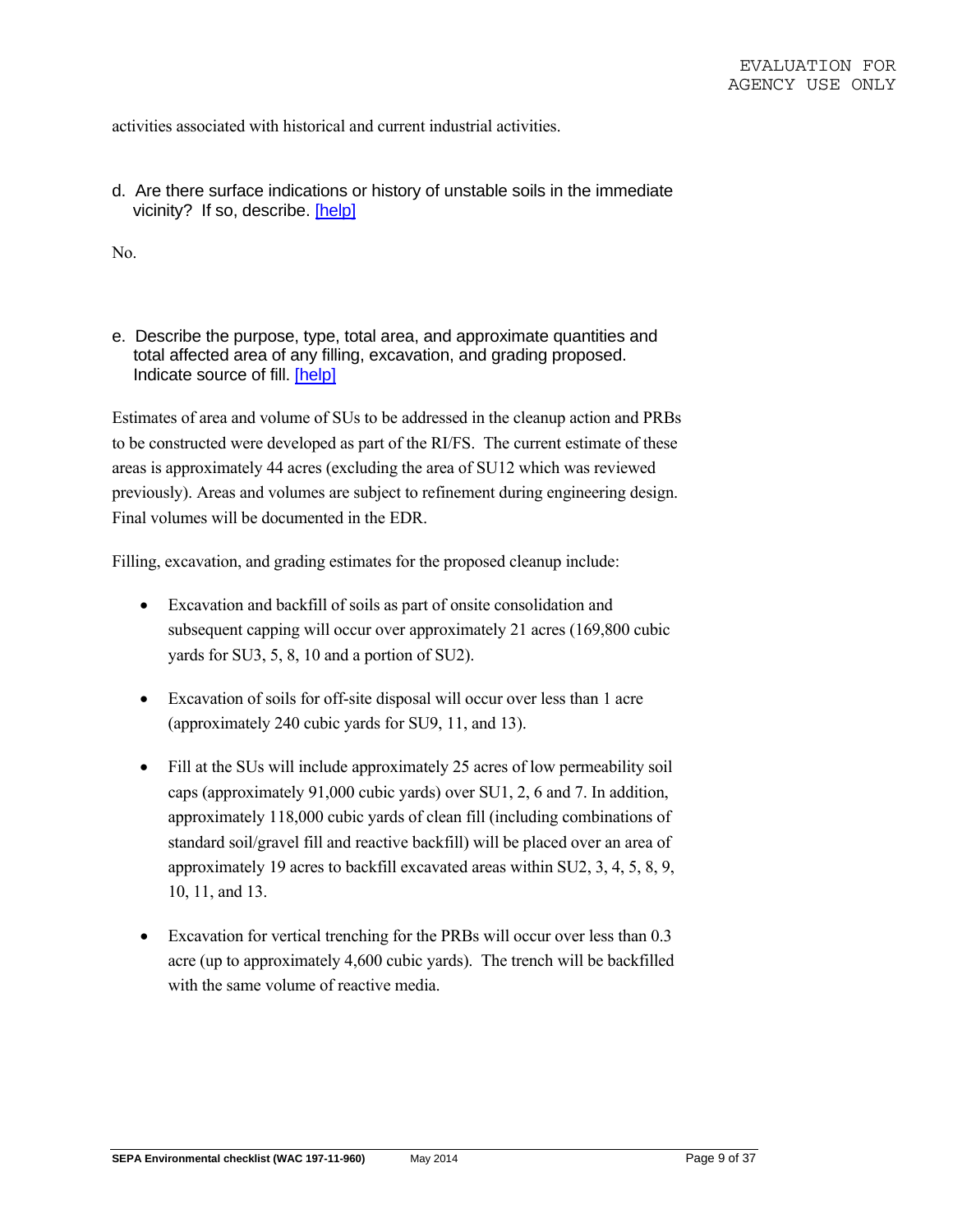activities associated with historical and current industrial activities.

d. Are there surface indications or history of unstable soils in the immediate vicinity? If so, describe. [help]

No.

e. Describe the purpose, type, total area, and approximate quantities and total affected area of any filling, excavation, and grading proposed. Indicate source of fill. [help]

Estimates of area and volume of SUs to be addressed in the cleanup action and PRBs to be constructed were developed as part of the RI/FS. The current estimate of these areas is approximately 44 acres (excluding the area of SU12 which was reviewed previously). Areas and volumes are subject to refinement during engineering design. Final volumes will be documented in the EDR.

Filling, excavation, and grading estimates for the proposed cleanup include:

- Excavation and backfill of soils as part of onsite consolidation and subsequent capping will occur over approximately 21 acres (169,800 cubic yards for SU3, 5, 8, 10 and a portion of SU2).
- Excavation of soils for off-site disposal will occur over less than 1 acre (approximately 240 cubic yards for SU9, 11, and 13).
- Fill at the SUs will include approximately 25 acres of low permeability soil caps (approximately 91,000 cubic yards) over SU1, 2, 6 and 7. In addition, approximately 118,000 cubic yards of clean fill (including combinations of standard soil/gravel fill and reactive backfill) will be placed over an area of approximately 19 acres to backfill excavated areas within SU2, 3, 4, 5, 8, 9, 10, 11, and 13.
- Excavation for vertical trenching for the PRBs will occur over less than 0.3 acre (up to approximately 4,600 cubic yards). The trench will be backfilled with the same volume of reactive media.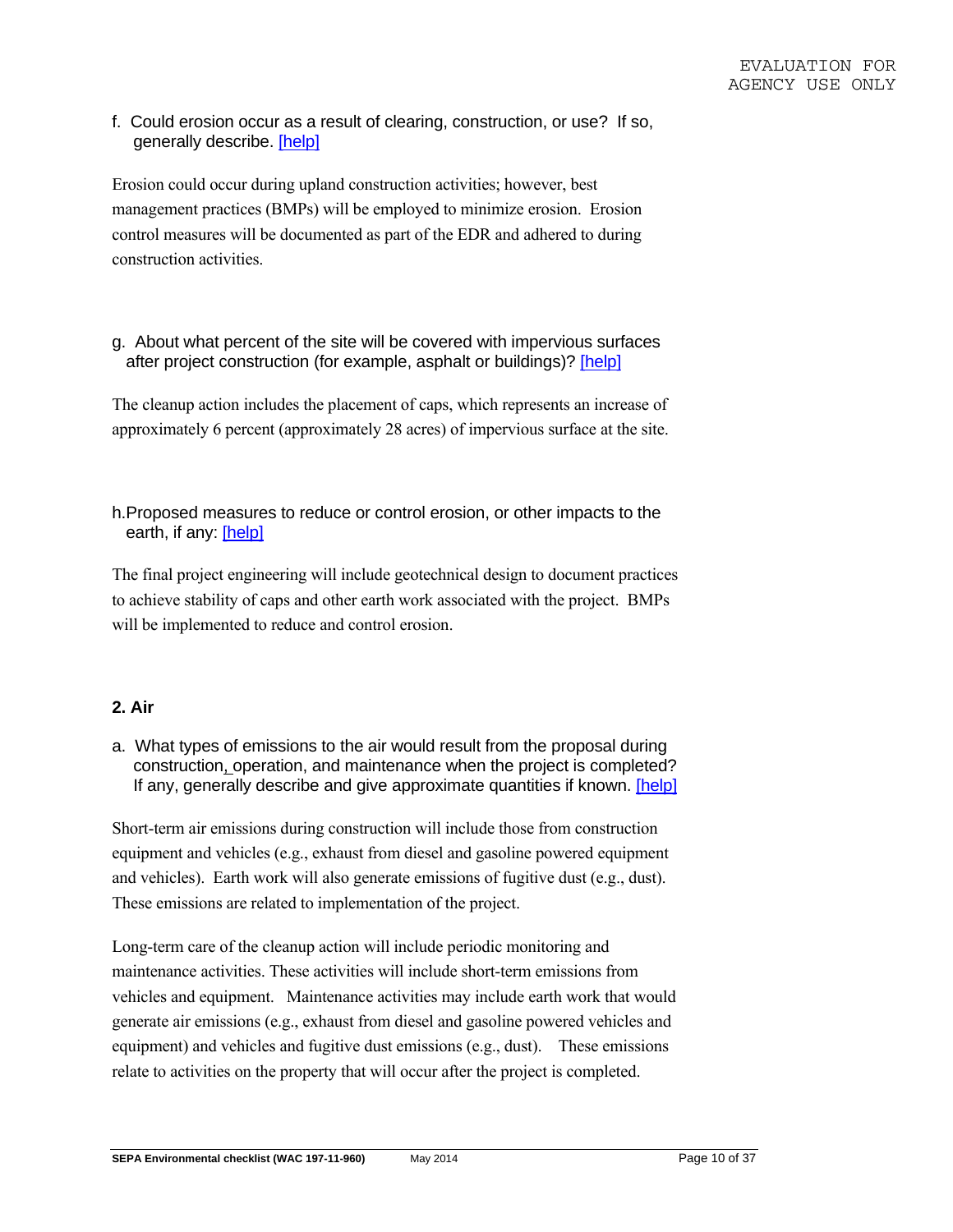EVALUATION FOR AGENCY USE ONLY

f. Could erosion occur as a result of clearing, construction, or use? If so, generally describe. [help]

Erosion could occur during upland construction activities; however, best management practices (BMPs) will be employed to minimize erosion. Erosion control measures will be documented as part of the EDR and adhered to during construction activities.

g. About what percent of the site will be covered with impervious surfaces after project construction (for example, asphalt or buildings)? [help]

The cleanup action includes the placement of caps, which represents an increase of approximately 6 percent (approximately 28 acres) of impervious surface at the site.

h. Proposed measures to reduce or control erosion, or other impacts to the earth, if any: [help]

The final project engineering will include geotechnical design to document practices to achieve stability of caps and other earth work associated with the project. BMPs will be implemented to reduce and control erosion.

## 2. Air

a. What types of emissions to the air would result from the proposal during construction, operation, and maintenance when the project is completed? If any, generally describe and give approximate quantities if known. [help]

Short-term air emissions during construction will include those from construction equipment and vehicles (e.g., exhaust from diesel and gasoline powered equipment and vehicles). Earth work will also generate emissions of fugitive dust (e.g., dust). These emissions are related to implementation of the project.

Long-term care of the cleanup action will include periodic monitoring and maintenance activities. These activities will include short-term emissions from vehicles and equipment. Maintenance activities may include earth work that would generate air emissions (e.g., exhaust from diesel and gasoline powered vehicles and equipment) and vehicles and fugitive dust emissions (e.g., dust). These emissions relate to activities on the property that will occur after the project is completed.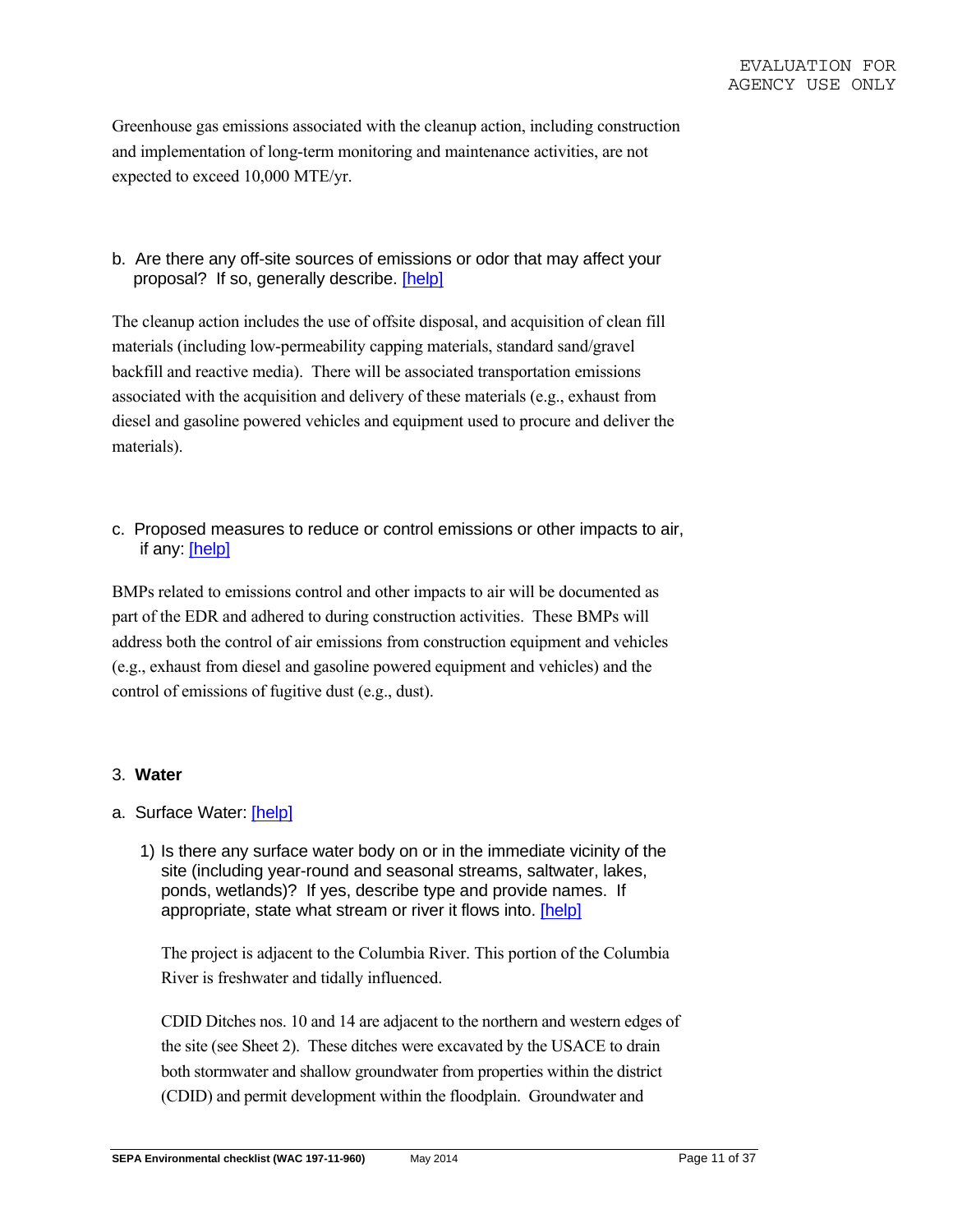Greenhouse gas emissions associated with the cleanup action, including construction and implementation of long-term monitoring and maintenance activities, are not expected to exceed 10,000 MTE/yr.

b. Are there any off-site sources of emissions or odor that may affect your proposal? If so, generally describe. [help]

The cleanup action includes the use of offsite disposal, and acquisition of clean fill materials (including low-permeability capping materials, standard sand/gravel backfill and reactive media). There will be associated transportation emissions associated with the acquisition and delivery of these materials (e.g., exhaust from diesel and gasoline powered vehicles and equipment used to procure and deliver the materials).

c. Proposed measures to reduce or control emissions or other impacts to air, if any: [help]

BMPs related to emissions control and other impacts to air will be documented as part of the EDR and adhered to during construction activities. These BMPs will address both the control of air emissions from construction equipment and vehicles (e.g., exhaust from diesel and gasoline powered equipment and vehicles) and the control of emissions of fugitive dust (e.g., dust).

## 3. **Water**

a. Surface Water: [help]

1) Is there any surface water body on or in the immediate vicinity of the site (including year-round and seasonal streams, saltwater, lakes, ponds, wetlands)? If yes, describe type and provide names. If appropriate, state what stream or river it flows into. [help]

The project is adjacent to the Columbia River. This portion of the Columbia River is freshwater and tidally influenced.

CDID Ditches nos. 10 and 14 are adjacent to the northern and western edges of the site (see Sheet 2). These ditches were excavated by the USACE to drain both stormwater and shallow groundwater from properties within the district (CDID) and permit development within the floodplain. Groundwater and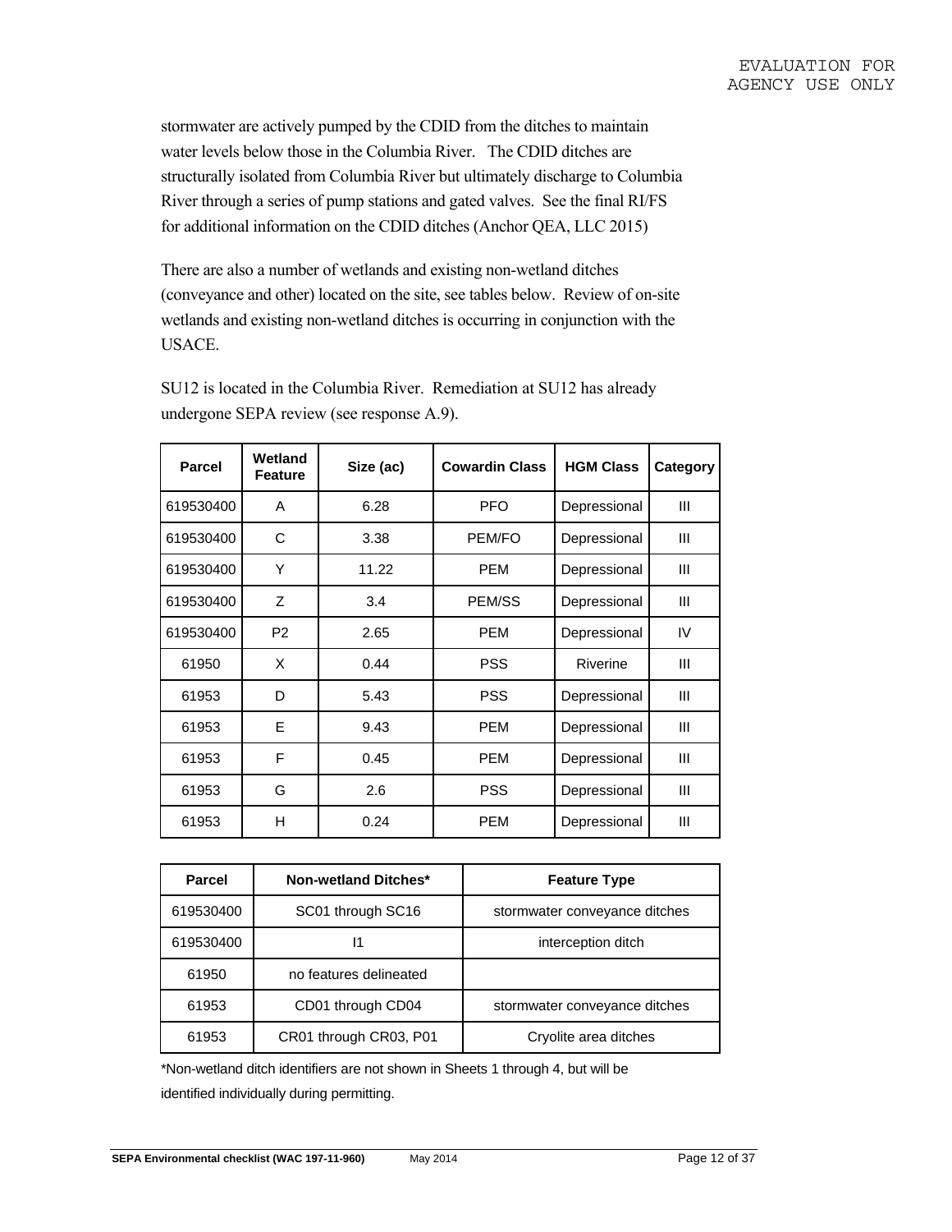stormwater are actively pumped by the CDID from the ditches to maintain water levels below those in the Columbia River. The CDID ditches are structurally isolated from Columbia River but ultimately discharge to Columbia River through a series of pump stations and gated valves. See the final RI/FS for additional information on the CDID ditches (Anchor QEA, LLC 2015)

There are also a number of wetlands and existing non-wetland ditches (conveyance and other) located on the site, see tables below. Review of on-site wetlands and existing non-wetland ditches is occurring in conjunction with the USACE.

SU12 is located in the Columbia River. Remediation at SU12 has already undergone SEPA review (see response A.9).

| Parcel | Wetland Feature | Size (ac) | Cowardin Class | HGM Class | Category |
|---|---|---|---|---|---|
| 619530400 | A | 6.28 | PFO | Depressional | III |
| 619530400 | C | 3.38 | PEM/FO | Depressional | III |
| 619530400 | Y | 11.22 | PEM | Depressional | III |
| 619530400 | Z | 3.4 | PEM/SS | Depressional | III |
| 619530400 | P2 | 2.65 | PEM | Depressional | IV |
| 61950 | X | 0.44 | PSS | Riverine | III |
| 61953 | D | 5.43 | PSS | Depressional | III |
| 61953 | E | 9.43 | PEM | Depressional | III |
| 61953 | F | 0.45 | PEM | Depressional | III |
| 61953 | G | 2.6 | PSS | Depressional | III |
| 61953 | H | 0.24 | PEM | Depressional | III |

| Parcel | Non-wetland Ditches* | Feature Type |
|---|---|---|
| 619530400 | SC01 through SC16 | stormwater conveyance ditches |
| 619530400 | I1 | interception ditch |
| 61950 | no features delineated | |
| 61953 | CD01 through CD04 | stormwater conveyance ditches |
| 61953 | CR01 through CR03, P01 | Cryolite area ditches |

*Non-wetland ditch identifiers are not shown in Sheets 1 through 4, but will be identified individually during permitting.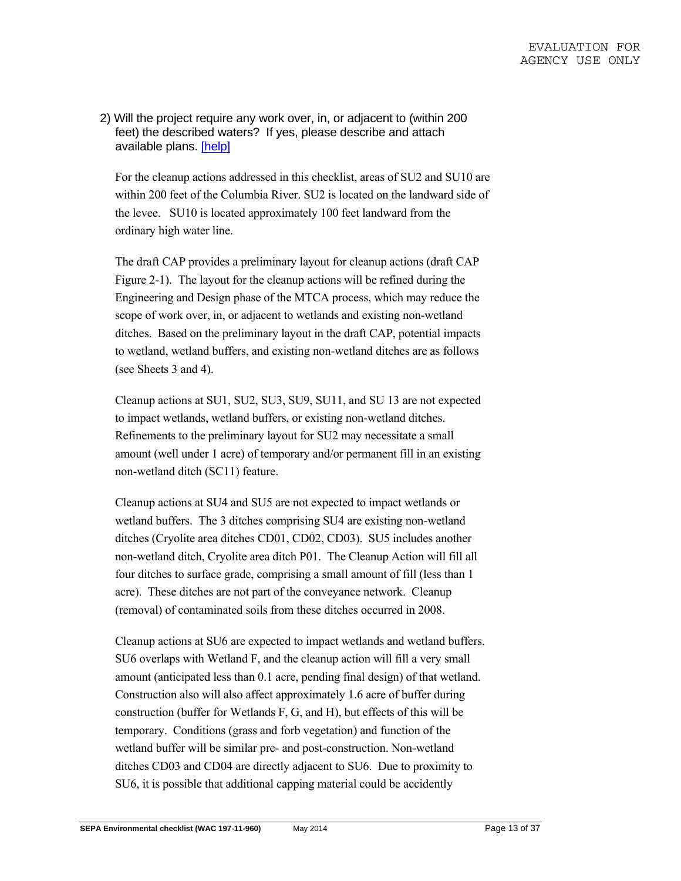2) Will the project require any work over, in, or adjacent to (within 200 feet) the described waters? If yes, please describe and attach available plans. [help]

For the cleanup actions addressed in this checklist, areas of SU2 and SU10 are within 200 feet of the Columbia River. SU2 is located on the landward side of the levee. SU10 is located approximately 100 feet landward from the ordinary high water line.

The draft CAP provides a preliminary layout for cleanup actions (draft CAP Figure 2-1). The layout for the cleanup actions will be refined during the Engineering and Design phase of the MTCA process, which may reduce the scope of work over, in, or adjacent to wetlands and existing non-wetland ditches. Based on the preliminary layout in the draft CAP, potential impacts to wetland, wetland buffers, and existing non-wetland ditches are as follows (see Sheets 3 and 4).

Cleanup actions at SU1, SU2, SU3, SU9, SU11, and SU 13 are not expected to impact wetlands, wetland buffers, or existing non-wetland ditches. Refinements to the preliminary layout for SU2 may necessitate a small amount (well under 1 acre) of temporary and/or permanent fill in an existing non-wetland ditch (SC11) feature.

Cleanup actions at SU4 and SU5 are not expected to impact wetlands or wetland buffers. The 3 ditches comprising SU4 are existing non-wetland ditches (Cryolite area ditches CD01, CD02, CD03). SU5 includes another non-wetland ditch, Cryolite area ditch P01. The Cleanup Action will fill all four ditches to surface grade, comprising a small amount of fill (less than 1 acre). These ditches are not part of the conveyance network. Cleanup (removal) of contaminated soils from these ditches occurred in 2008.

Cleanup actions at SU6 are expected to impact wetlands and wetland buffers. SU6 overlaps with Wetland F, and the cleanup action will fill a very small amount (anticipated less than 0.1 acre, pending final design) of that wetland. Construction also will also affect approximately 1.6 acre of buffer during construction (buffer for Wetlands F, G, and H), but effects of this will be temporary. Conditions (grass and forb vegetation) and function of the wetland buffer will be similar pre- and post-construction. Non-wetland ditches CD03 and CD04 are directly adjacent to SU6. Due to proximity to SU6, it is possible that additional capping material could be accidently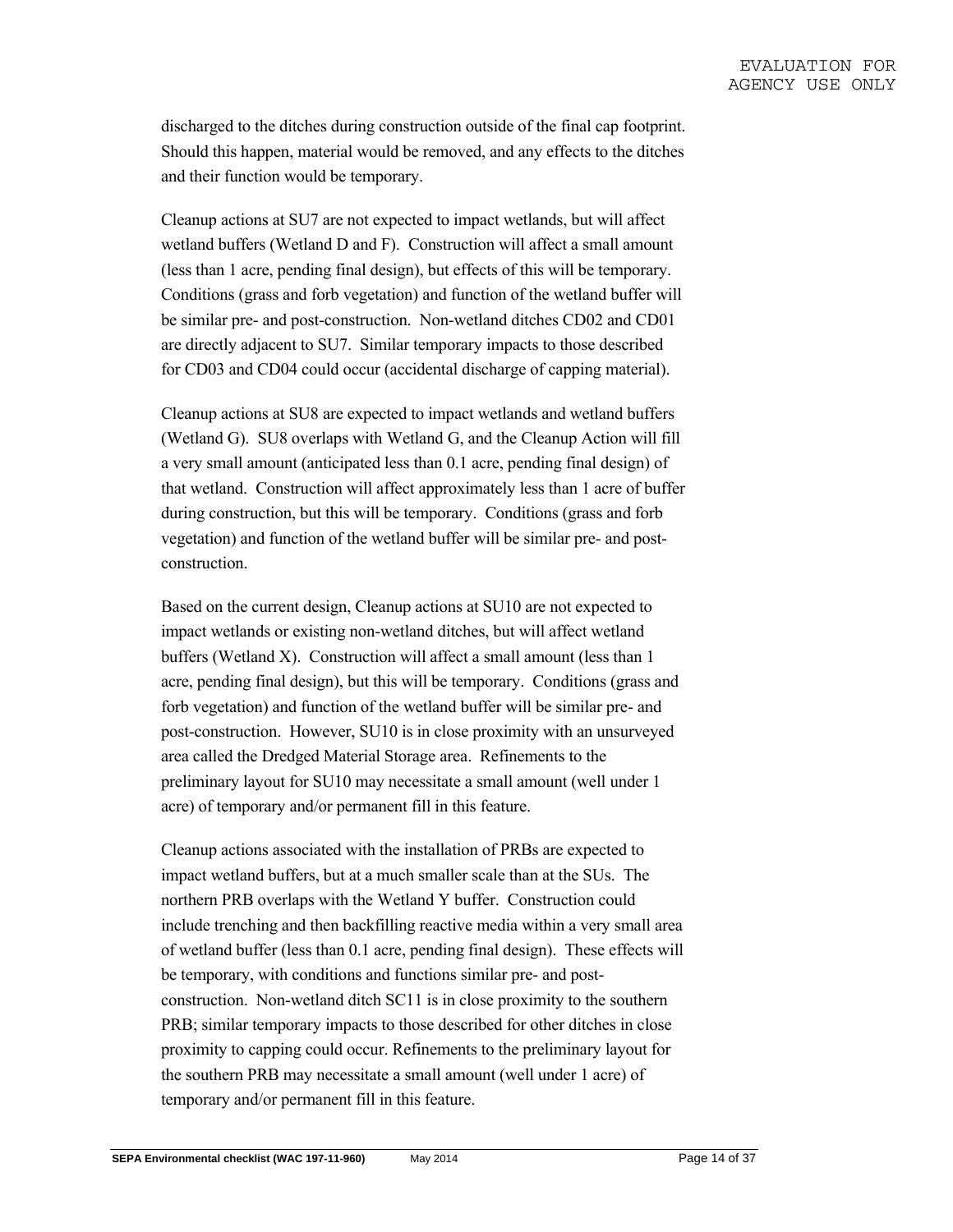discharged to the ditches during construction outside of the final cap footprint. Should this happen, material would be removed, and any effects to the ditches and their function would be temporary.

Cleanup actions at SU7 are not expected to impact wetlands, but will affect wetland buffers (Wetland D and F). Construction will affect a small amount (less than 1 acre, pending final design), but effects of this will be temporary. Conditions (grass and forb vegetation) and function of the wetland buffer will be similar pre- and post-construction. Non-wetland ditches CD02 and CD01 are directly adjacent to SU7. Similar temporary impacts to those described for CD03 and CD04 could occur (accidental discharge of capping material).

Cleanup actions at SU8 are expected to impact wetlands and wetland buffers (Wetland G). SU8 overlaps with Wetland G, and the Cleanup Action will fill a very small amount (anticipated less than 0.1 acre, pending final design) of that wetland. Construction will affect approximately less than 1 acre of buffer during construction, but this will be temporary. Conditions (grass and forb vegetation) and function of the wetland buffer will be similar pre- and post-construction.

Based on the current design, Cleanup actions at SU10 are not expected to impact wetlands or existing non-wetland ditches, but will affect wetland buffers (Wetland X). Construction will affect a small amount (less than 1 acre, pending final design), but this will be temporary. Conditions (grass and forb vegetation) and function of the wetland buffer will be similar pre- and post-construction. However, SU10 is in close proximity with an unsurveyed area called the Dredged Material Storage area. Refinements to the preliminary layout for SU10 may necessitate a small amount (well under 1 acre) of temporary and/or permanent fill in this feature.

Cleanup actions associated with the installation of PRBs are expected to impact wetland buffers, but at a much smaller scale than at the SUs. The northern PRB overlaps with the Wetland Y buffer. Construction could include trenching and then backfilling reactive media within a very small area of wetland buffer (less than 0.1 acre, pending final design). These effects will be temporary, with conditions and functions similar pre- and post-construction. Non-wetland ditch SC11 is in close proximity to the southern PRB; similar temporary impacts to those described for other ditches in close proximity to capping could occur. Refinements to the preliminary layout for the southern PRB may necessitate a small amount (well under 1 acre) of temporary and/or permanent fill in this feature.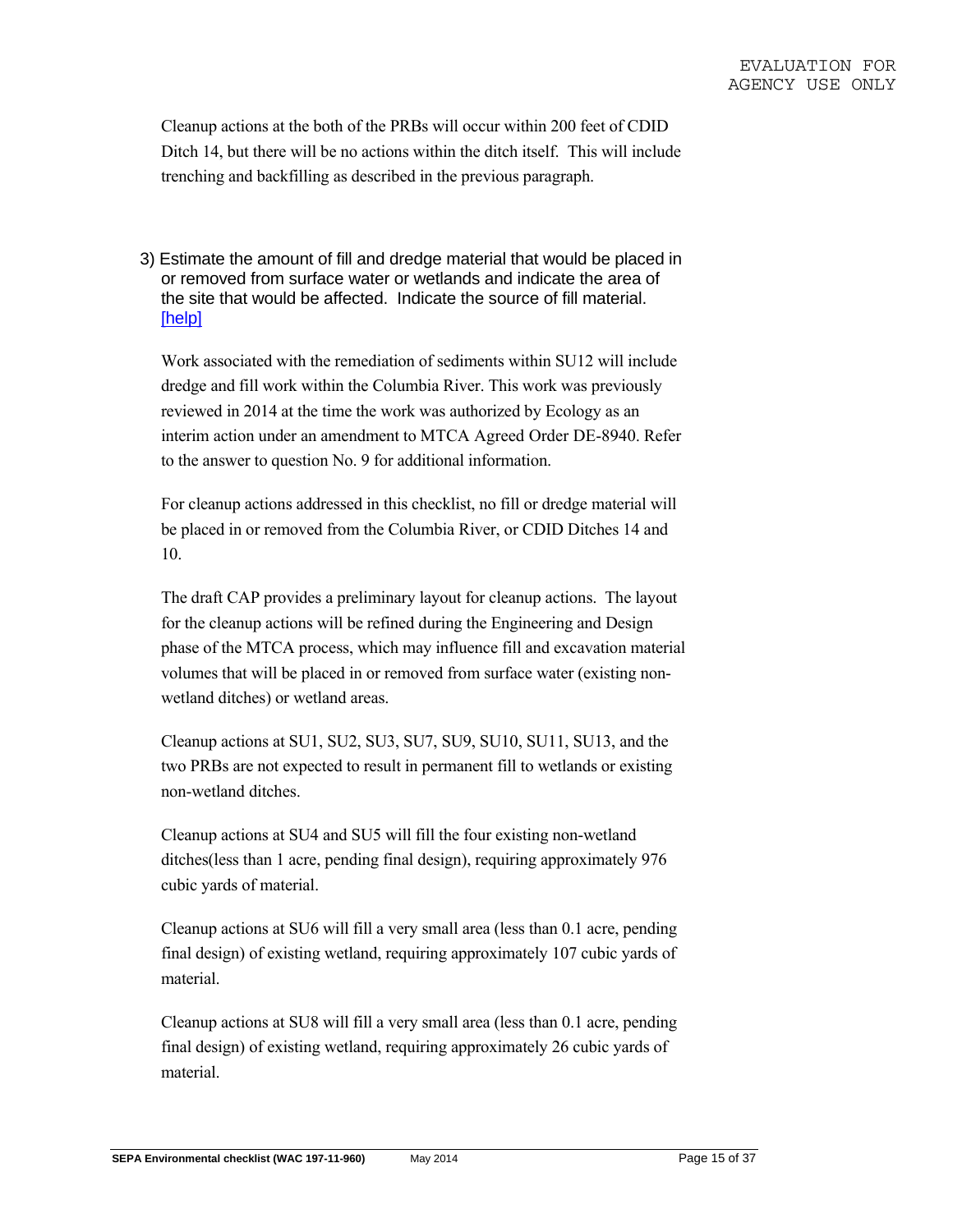Cleanup actions at the both of the PRBs will occur within 200 feet of CDID Ditch 14, but there will be no actions within the ditch itself. This will include trenching and backfilling as described in the previous paragraph.

3) Estimate the amount of fill and dredge material that would be placed in or removed from surface water or wetlands and indicate the area of the site that would be affected. Indicate the source of fill material. [help]

Work associated with the remediation of sediments within SU12 will include dredge and fill work within the Columbia River. This work was previously reviewed in 2014 at the time the work was authorized by Ecology as an interim action under an amendment to MTCA Agreed Order DE-8940. Refer to the answer to question No. 9 for additional information.

For cleanup actions addressed in this checklist, no fill or dredge material will be placed in or removed from the Columbia River, or CDID Ditches 14 and 10.

The draft CAP provides a preliminary layout for cleanup actions. The layout for the cleanup actions will be refined during the Engineering and Design phase of the MTCA process, which may influence fill and excavation material volumes that will be placed in or removed from surface water (existing non-wetland ditches) or wetland areas.

Cleanup actions at SU1, SU2, SU3, SU7, SU9, SU10, SU11, SU13, and the two PRBs are not expected to result in permanent fill to wetlands or existing non-wetland ditches.

Cleanup actions at SU4 and SU5 will fill the four existing non-wetland ditches(less than 1 acre, pending final design), requiring approximately 976 cubic yards of material.

Cleanup actions at SU6 will fill a very small area (less than 0.1 acre, pending final design) of existing wetland, requiring approximately 107 cubic yards of material.

Cleanup actions at SU8 will fill a very small area (less than 0.1 acre, pending final design) of existing wetland, requiring approximately 26 cubic yards of material.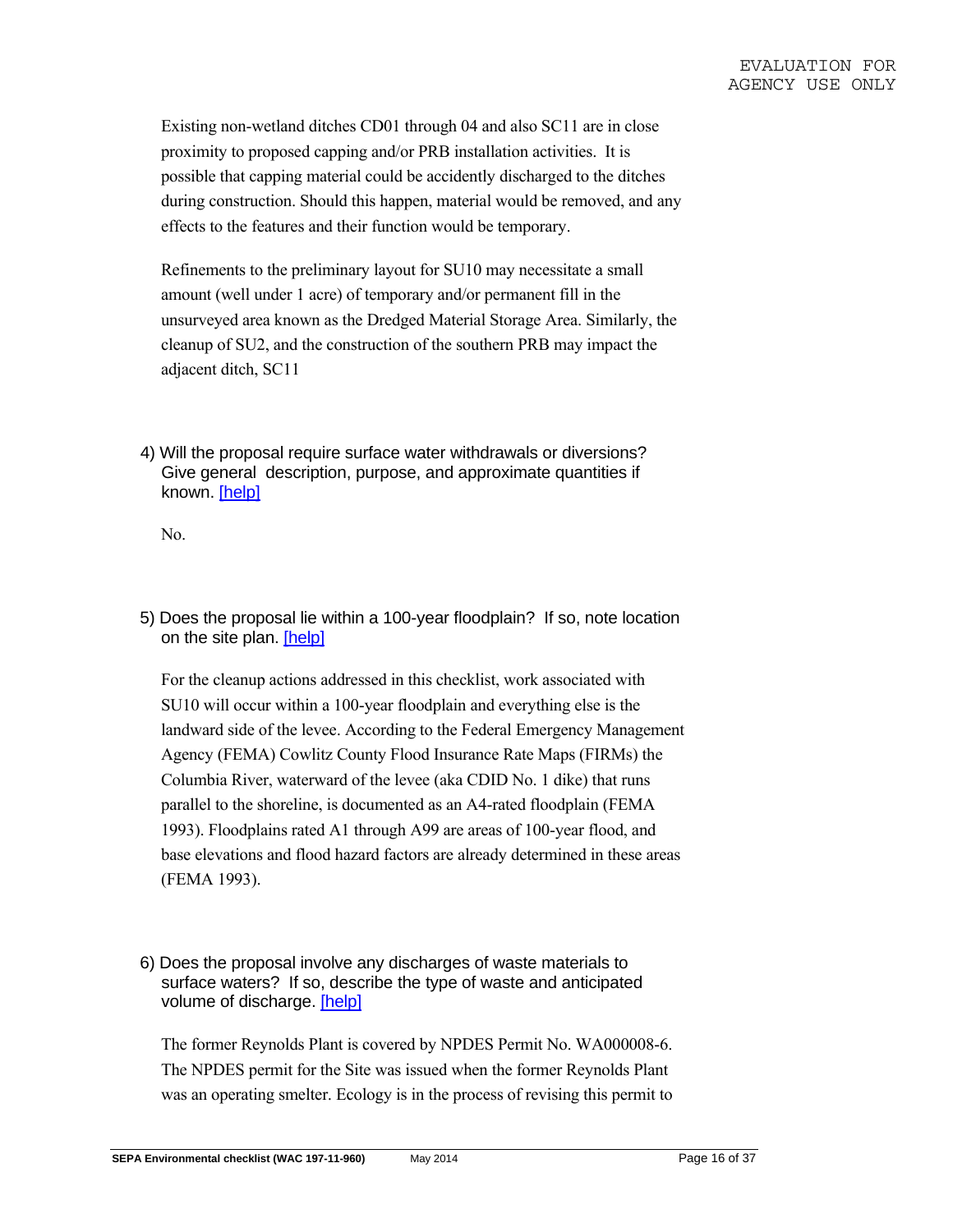Existing non-wetland ditches CD01 through 04 and also SC11 are in close proximity to proposed capping and/or PRB installation activities. It is possible that capping material could be accidently discharged to the ditches during construction. Should this happen, material would be removed, and any effects to the features and their function would be temporary.

Refinements to the preliminary layout for SU10 may necessitate a small amount (well under 1 acre) of temporary and/or permanent fill in the unsurveyed area known as the Dredged Material Storage Area. Similarly, the cleanup of SU2, and the construction of the southern PRB may impact the adjacent ditch, SC11

4) Will the proposal require surface water withdrawals or diversions? Give general description, purpose, and approximate quantities if known. [help]

No.

5) Does the proposal lie within a 100-year floodplain? If so, note location on the site plan. [help]

For the cleanup actions addressed in this checklist, work associated with SU10 will occur within a 100-year floodplain and everything else is the landward side of the levee. According to the Federal Emergency Management Agency (FEMA) Cowlitz County Flood Insurance Rate Maps (FIRMs) the Columbia River, waterward of the levee (aka CDID No. 1 dike) that runs parallel to the shoreline, is documented as an A4-rated floodplain (FEMA 1993). Floodplains rated A1 through A99 are areas of 100-year flood, and base elevations and flood hazard factors are already determined in these areas (FEMA 1993).

6) Does the proposal involve any discharges of waste materials to surface waters? If so, describe the type of waste and anticipated volume of discharge. [help]

The former Reynolds Plant is covered by NPDES Permit No. WA000008-6. The NPDES permit for the Site was issued when the former Reynolds Plant was an operating smelter. Ecology is in the process of revising this permit to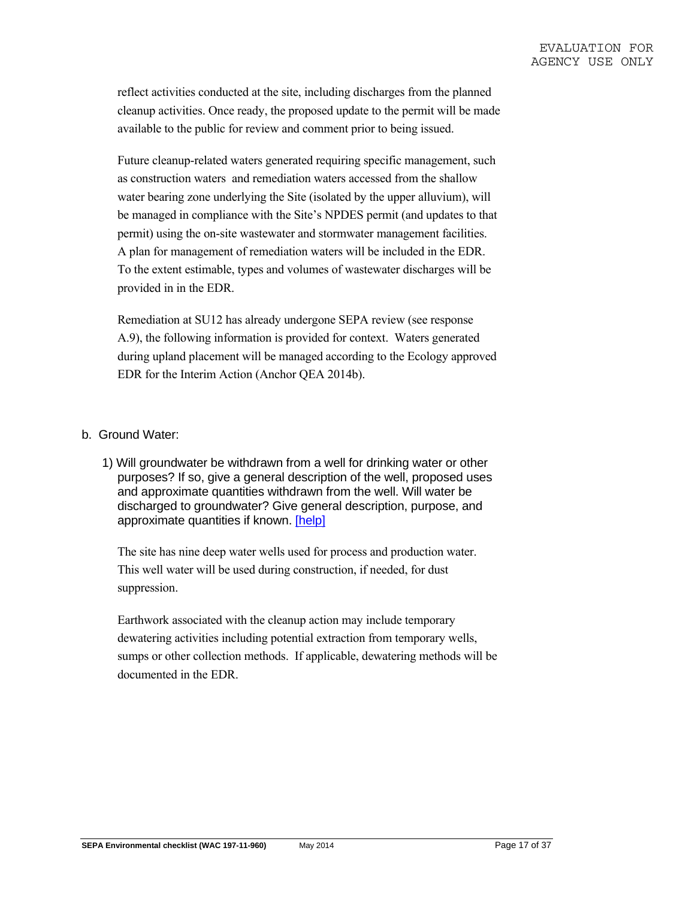reflect activities conducted at the site, including discharges from the planned cleanup activities. Once ready, the proposed update to the permit will be made available to the public for review and comment prior to being issued.

Future cleanup-related waters generated requiring specific management, such as construction waters and remediation waters accessed from the shallow water bearing zone underlying the Site (isolated by the upper alluvium), will be managed in compliance with the Site's NPDES permit (and updates to that permit) using the on-site wastewater and stormwater management facilities. A plan for management of remediation waters will be included in the EDR. To the extent estimable, types and volumes of wastewater discharges will be provided in in the EDR.

Remediation at SU12 has already undergone SEPA review (see response A.9), the following information is provided for context. Waters generated during upland placement will be managed according to the Ecology approved EDR for the Interim Action (Anchor QEA 2014b).

b. Ground Water:

1) Will groundwater be withdrawn from a well for drinking water or other purposes? If so, give a general description of the well, proposed uses and approximate quantities withdrawn from the well. Will water be discharged to groundwater? Give general description, purpose, and approximate quantities if known. [help]

The site has nine deep water wells used for process and production water. This well water will be used during construction, if needed, for dust suppression.

Earthwork associated with the cleanup action may include temporary dewatering activities including potential extraction from temporary wells, sumps or other collection methods. If applicable, dewatering methods will be documented in the EDR.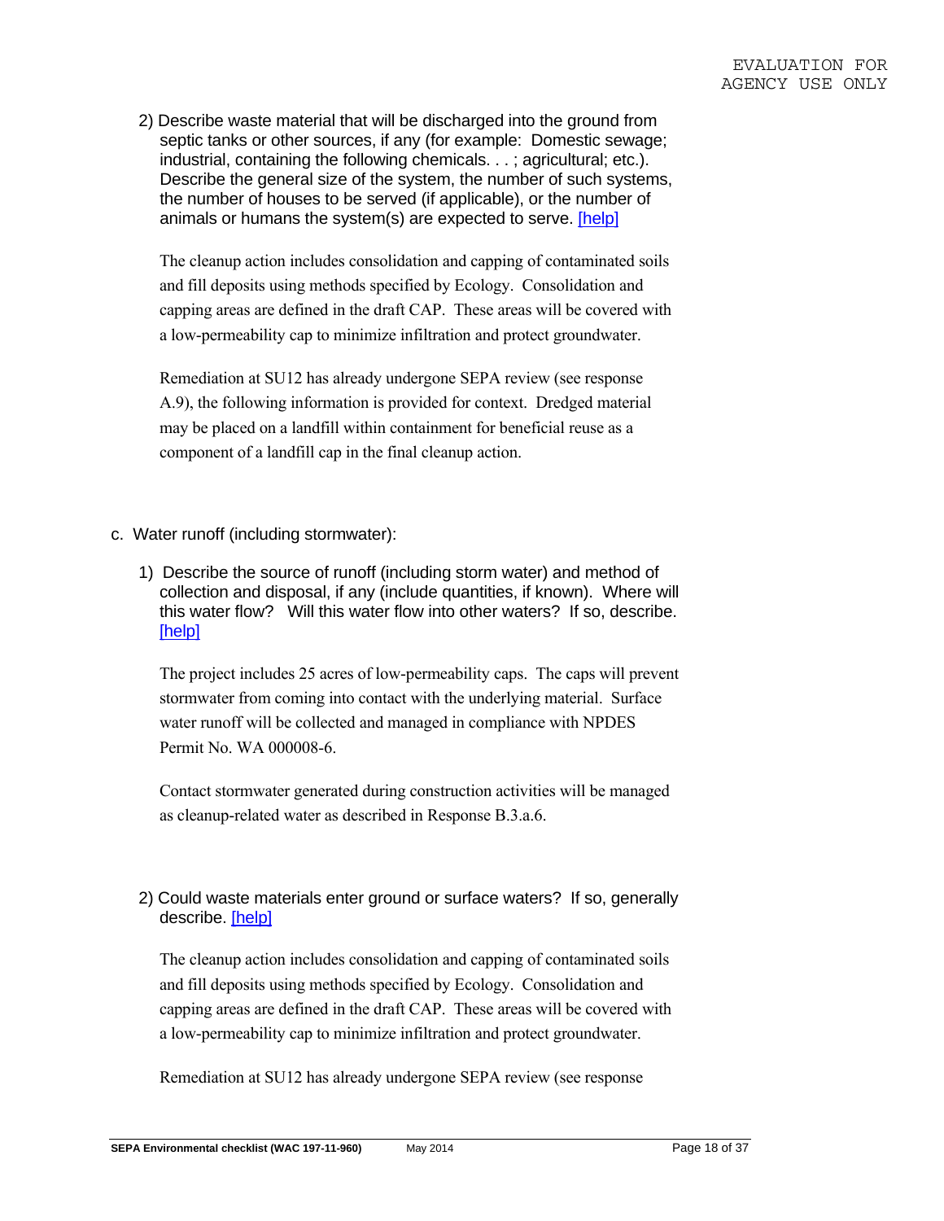EVALUATION FOR AGENCY USE ONLY

2) Describe waste material that will be discharged into the ground from septic tanks or other sources, if any (for example: Domestic sewage; industrial, containing the following chemicals. . . ; agricultural; etc.). Describe the general size of the system, the number of such systems, the number of houses to be served (if applicable), or the number of animals or humans the system(s) are expected to serve. [help]

The cleanup action includes consolidation and capping of contaminated soils and fill deposits using methods specified by Ecology. Consolidation and capping areas are defined in the draft CAP. These areas will be covered with a low-permeability cap to minimize infiltration and protect groundwater.

Remediation at SU12 has already undergone SEPA review (see response A.9), the following information is provided for context. Dredged material may be placed on a landfill within containment for beneficial reuse as a component of a landfill cap in the final cleanup action.

c. Water runoff (including stormwater):

1) Describe the source of runoff (including storm water) and method of collection and disposal, if any (include quantities, if known). Where will this water flow? Will this water flow into other waters? If so, describe. [help]

The project includes 25 acres of low-permeability caps. The caps will prevent stormwater from coming into contact with the underlying material. Surface water runoff will be collected and managed in compliance with NPDES Permit No. WA 000008-6.

Contact stormwater generated during construction activities will be managed as cleanup-related water as described in Response B.3.a.6.

2) Could waste materials enter ground or surface waters? If so, generally describe. [help]

The cleanup action includes consolidation and capping of contaminated soils and fill deposits using methods specified by Ecology. Consolidation and capping areas are defined in the draft CAP. These areas will be covered with a low-permeability cap to minimize infiltration and protect groundwater.

Remediation at SU12 has already undergone SEPA review (see response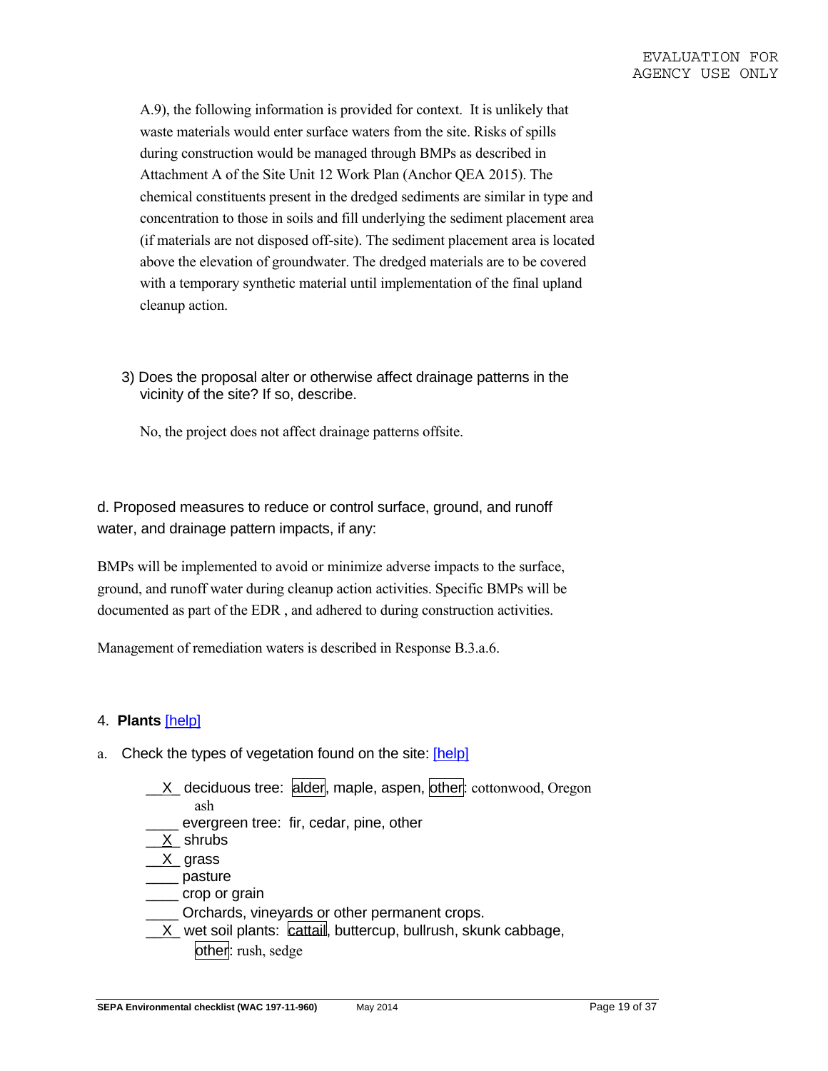EVALUATION FOR AGENCY USE ONLY

A.9), the following information is provided for context. It is unlikely that waste materials would enter surface waters from the site. Risks of spills during construction would be managed through BMPs as described in Attachment A of the Site Unit 12 Work Plan (Anchor QEA 2015). The chemical constituents present in the dredged sediments are similar in type and concentration to those in soils and fill underlying the sediment placement area (if materials are not disposed off-site). The sediment placement area is located above the elevation of groundwater. The dredged materials are to be covered with a temporary synthetic material until implementation of the final upland cleanup action.

3) Does the proposal alter or otherwise affect drainage patterns in the vicinity of the site? If so, describe.

No, the project does not affect drainage patterns offsite.

d. Proposed measures to reduce or control surface, ground, and runoff water, and drainage pattern impacts, if any:

BMPs will be implemented to avoid or minimize adverse impacts to the surface, ground, and runoff water during cleanup action activities. Specific BMPs will be documented as part of the EDR , and adhered to during construction activities.

Management of remediation waters is described in Response B.3.a.6.

4. **Plants** [help]

a. Check the types of vegetation found on the site: [help]

__X_ deciduous tree: alder, maple, aspen, other: cottonwood, Oregon ash
____ evergreen tree: fir, cedar, pine, other
__X_ shrubs
__X_ grass
____ pasture
____ crop or grain
____ Orchards, vineyards or other permanent crops.
__X_ wet soil plants: cattail, buttercup, bullrush, skunk cabbage, other: rush, sedge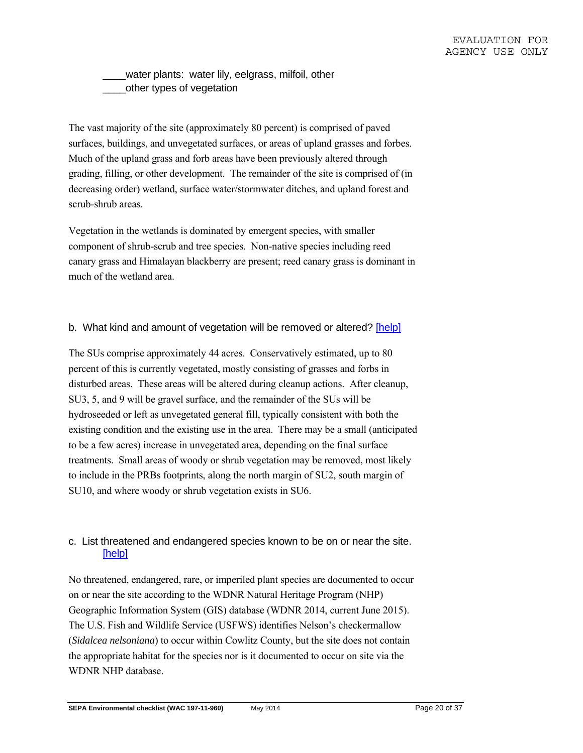EVALUATION FOR AGENCY USE ONLY

____water plants: water lily, eelgrass, milfoil, other
____other types of vegetation

The vast majority of the site (approximately 80 percent) is comprised of paved surfaces, buildings, and unvegetated surfaces, or areas of upland grasses and forbes. Much of the upland grass and forb areas have been previously altered through grading, filling, or other development. The remainder of the site is comprised of (in decreasing order) wetland, surface water/stormwater ditches, and upland forest and scrub-shrub areas.

Vegetation in the wetlands is dominated by emergent species, with smaller component of shrub-scrub and tree species. Non-native species including reed canary grass and Himalayan blackberry are present; reed canary grass is dominant in much of the wetland area.

b. What kind and amount of vegetation will be removed or altered? [help]

The SUs comprise approximately 44 acres. Conservatively estimated, up to 80 percent of this is currently vegetated, mostly consisting of grasses and forbs in disturbed areas. These areas will be altered during cleanup actions. After cleanup, SU3, 5, and 9 will be gravel surface, and the remainder of the SUs will be hydroseeded or left as unvegetated general fill, typically consistent with both the existing condition and the existing use in the area. There may be a small (anticipated to be a few acres) increase in unvegetated area, depending on the final surface treatments. Small areas of woody or shrub vegetation may be removed, most likely to include in the PRBs footprints, along the north margin of SU2, south margin of SU10, and where woody or shrub vegetation exists in SU6.

c. List threatened and endangered species known to be on or near the site. [help]

No threatened, endangered, rare, or imperiled plant species are documented to occur on or near the site according to the WDNR Natural Heritage Program (NHP) Geographic Information System (GIS) database (WDNR 2014, current June 2015). The U.S. Fish and Wildlife Service (USFWS) identifies Nelson's checkermallow (*Sidalcea nelsoniana*) to occur within Cowlitz County, but the site does not contain the appropriate habitat for the species nor is it documented to occur on site via the WDNR NHP database.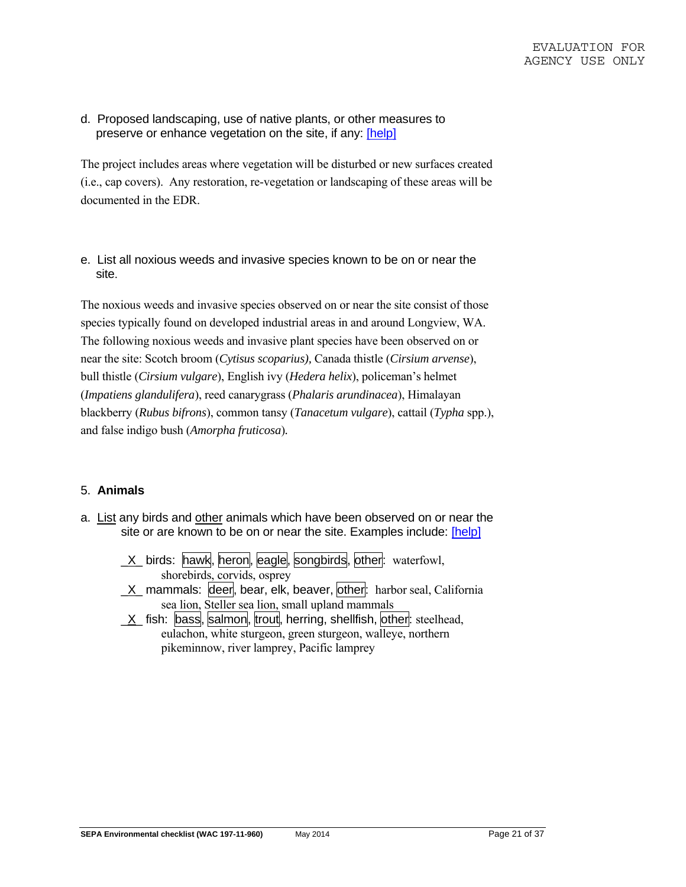EVALUATION FOR AGENCY USE ONLY

d. Proposed landscaping, use of native plants, or other measures to preserve or enhance vegetation on the site, if any: [help]

The project includes areas where vegetation will be disturbed or new surfaces created (i.e., cap covers). Any restoration, re-vegetation or landscaping of these areas will be documented in the EDR.

e. List all noxious weeds and invasive species known to be on or near the site.

The noxious weeds and invasive species observed on or near the site consist of those species typically found on developed industrial areas in and around Longview, WA. The following noxious weeds and invasive plant species have been observed on or near the site: Scotch broom (*Cytisus scoparius),* Canada thistle (*Cirsium arvense*), bull thistle (*Cirsium vulgare*), English ivy (*Hedera helix*), policeman's helmet (*Impatiens glandulifera*), reed canarygrass (*Phalaris arundinacea*), Himalayan blackberry (*Rubus bifrons*), common tansy (*Tanacetum vulgare*), cattail (*Typha* spp.), and false indigo bush (*Amorpha fruticosa*).

5. **Animals**

a. List any birds and other animals which have been observed on or near the site or are known to be on or near the site. Examples include: [help]

_X_ birds: hawk, heron, eagle, songbirds, other: waterfowl, shorebirds, corvids, osprey

_X_ mammals: deer, bear, elk, beaver, other: harbor seal, California sea lion, Steller sea lion, small upland mammals

_X_ fish: bass, salmon, trout, herring, shellfish, other: steelhead, eulachon, white sturgeon, green sturgeon, walleye, northern pikeminnow, river lamprey, Pacific lamprey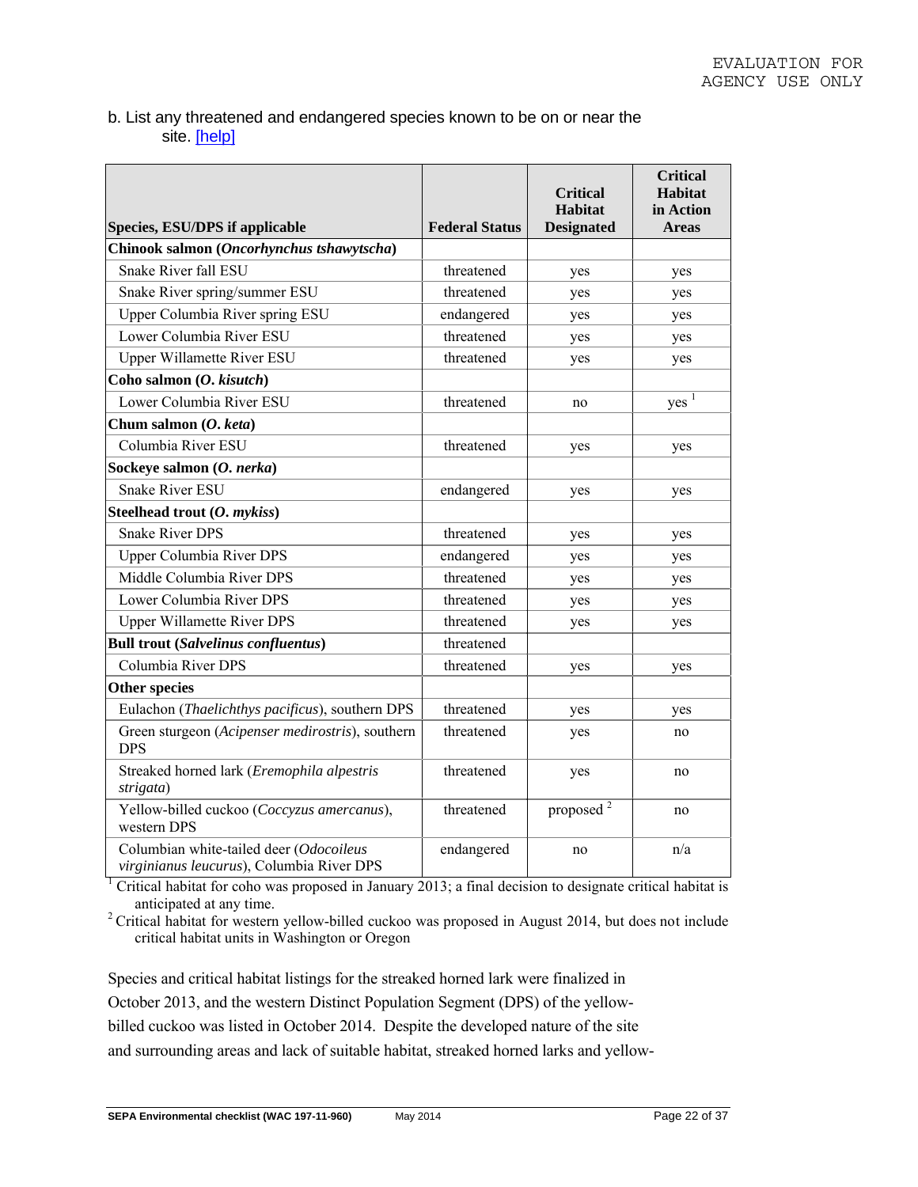b. List any threatened and endangered species known to be on or near the site. [help]

| Species, ESU/DPS if applicable | Federal Status | Critical Habitat Designated | Critical Habitat in Action Areas |
|---|---|---|---|
| **Chinook salmon (*Oncorhynchus tshawytscha*)** | | | |
| Snake River fall ESU | threatened | yes | yes |
| Snake River spring/summer ESU | threatened | yes | yes |
| Upper Columbia River spring ESU | endangered | yes | yes |
| Lower Columbia River ESU | threatened | yes | yes |
| Upper Willamette River ESU | threatened | yes | yes |
| **Coho salmon (*O. kisutch*)** | | | |
| Lower Columbia River ESU | threatened | no | yes [1] |
| **Chum salmon (*O. keta*)** | | | |
| Columbia River ESU | threatened | yes | yes |
| **Sockeye salmon (*O. nerka*)** | | | |
| Snake River ESU | endangered | yes | yes |
| **Steelhead trout (*O. mykiss*)** | | | |
| Snake River DPS | threatened | yes | yes |
| Upper Columbia River DPS | endangered | yes | yes |
| Middle Columbia River DPS | threatened | yes | yes |
| Lower Columbia River DPS | threatened | yes | yes |
| Upper Willamette River DPS | threatened | yes | yes |
| **Bull trout (*Salvelinus confluentus*)** | threatened | | |
| Columbia River DPS | threatened | yes | yes |
| **Other species** | | | |
| Eulachon (*Thaelichthys pacificus*), southern DPS | threatened | yes | yes |
| Green sturgeon (*Acipenser medirostris*), southern DPS | threatened | yes | no |
| Streaked horned lark (*Eremophila alpestris strigata*) | threatened | yes | no |
| Yellow-billed cuckoo (*Coccyzus amercanus*), western DPS | threatened | proposed [2] | no |
| Columbian white-tailed deer (*Odocoileus virginianus leucurus*), Columbia River DPS | endangered | no | n/a |

[1] Critical habitat for coho was proposed in January 2013; a final decision to designate critical habitat is anticipated at any time.

[2] Critical habitat for western yellow-billed cuckoo was proposed in August 2014, but does not include critical habitat units in Washington or Oregon

Species and critical habitat listings for the streaked horned lark were finalized in October 2013, and the western Distinct Population Segment (DPS) of the yellow-billed cuckoo was listed in October 2014. Despite the developed nature of the site and surrounding areas and lack of suitable habitat, streaked horned larks and yellow-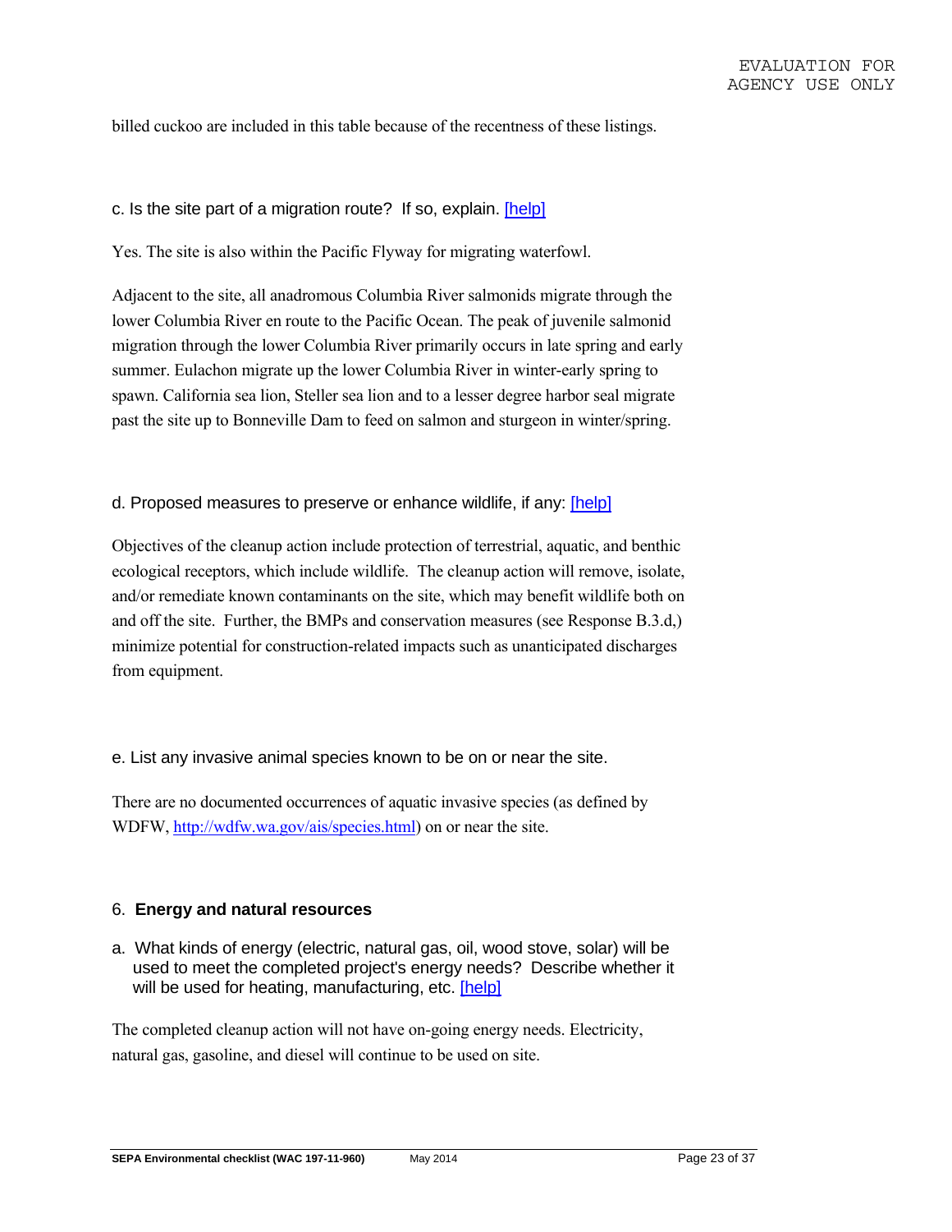billed cuckoo are included in this table because of the recentness of these listings.

c. Is the site part of a migration route? If so, explain. [help]

Yes. The site is also within the Pacific Flyway for migrating waterfowl.

Adjacent to the site, all anadromous Columbia River salmonids migrate through the lower Columbia River en route to the Pacific Ocean. The peak of juvenile salmonid migration through the lower Columbia River primarily occurs in late spring and early summer. Eulachon migrate up the lower Columbia River in winter-early spring to spawn. California sea lion, Steller sea lion and to a lesser degree harbor seal migrate past the site up to Bonneville Dam to feed on salmon and sturgeon in winter/spring.

d. Proposed measures to preserve or enhance wildlife, if any: [help]

Objectives of the cleanup action include protection of terrestrial, aquatic, and benthic ecological receptors, which include wildlife. The cleanup action will remove, isolate, and/or remediate known contaminants on the site, which may benefit wildlife both on and off the site. Further, the BMPs and conservation measures (see Response B.3.d,) minimize potential for construction-related impacts such as unanticipated discharges from equipment.

e. List any invasive animal species known to be on or near the site.

There are no documented occurrences of aquatic invasive species (as defined by WDFW, http://wdfw.wa.gov/ais/species.html) on or near the site.

## 6. **Energy and natural resources**

a. What kinds of energy (electric, natural gas, oil, wood stove, solar) will be used to meet the completed project's energy needs? Describe whether it will be used for heating, manufacturing, etc. [help]

The completed cleanup action will not have on-going energy needs. Electricity, natural gas, gasoline, and diesel will continue to be used on site.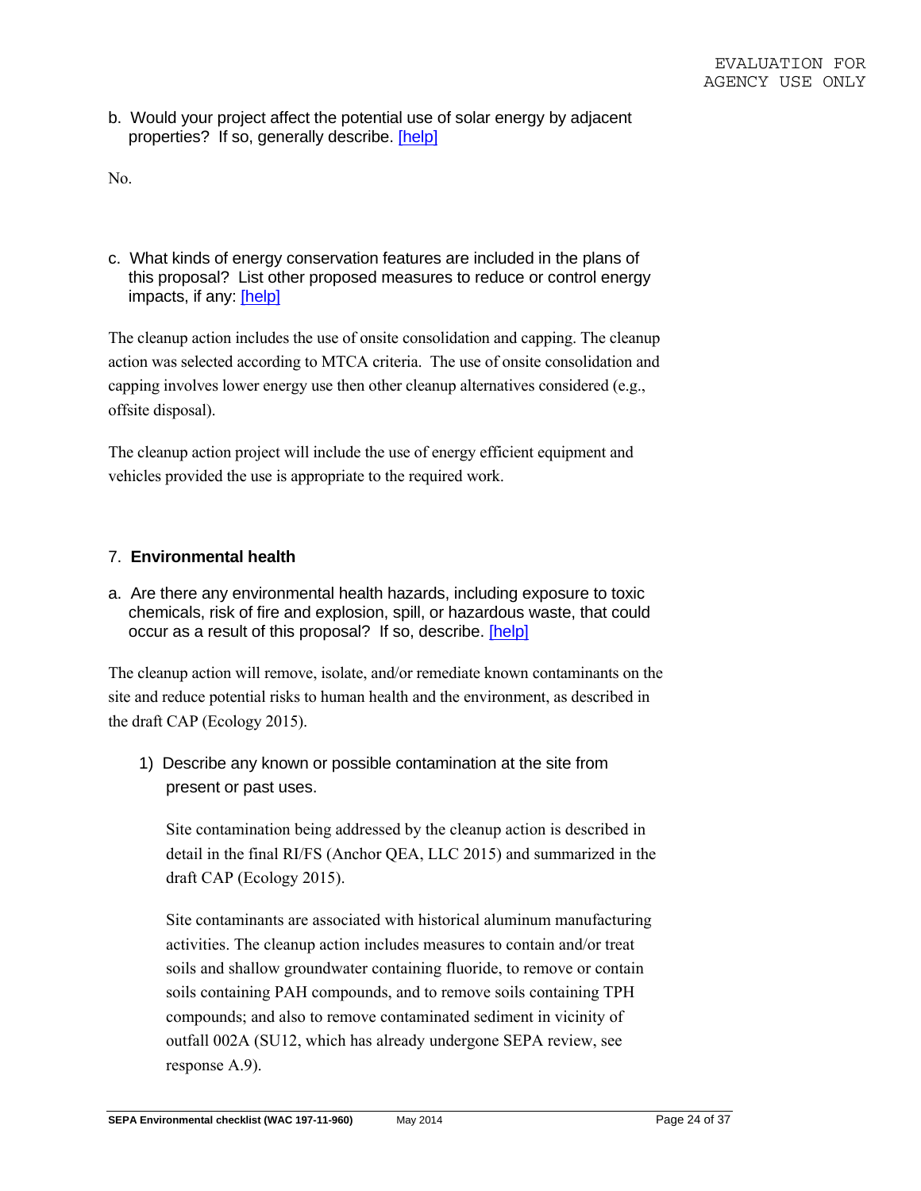b. Would your project affect the potential use of solar energy by adjacent properties? If so, generally describe. [help]

No.

c. What kinds of energy conservation features are included in the plans of this proposal? List other proposed measures to reduce or control energy impacts, if any: [help]

The cleanup action includes the use of onsite consolidation and capping. The cleanup action was selected according to MTCA criteria. The use of onsite consolidation and capping involves lower energy use then other cleanup alternatives considered (e.g., offsite disposal).

The cleanup action project will include the use of energy efficient equipment and vehicles provided the use is appropriate to the required work.

## 7. Environmental health

a. Are there any environmental health hazards, including exposure to toxic chemicals, risk of fire and explosion, spill, or hazardous waste, that could occur as a result of this proposal? If so, describe. [help]

The cleanup action will remove, isolate, and/or remediate known contaminants on the site and reduce potential risks to human health and the environment, as described in the draft CAP (Ecology 2015).

1) Describe any known or possible contamination at the site from present or past uses.

   Site contamination being addressed by the cleanup action is described in detail in the final RI/FS (Anchor QEA, LLC 2015) and summarized in the draft CAP (Ecology 2015).

   Site contaminants are associated with historical aluminum manufacturing activities. The cleanup action includes measures to contain and/or treat soils and shallow groundwater containing fluoride, to remove or contain soils containing PAH compounds, and to remove soils containing TPH compounds; and also to remove contaminated sediment in vicinity of outfall 002A (SU12, which has already undergone SEPA review, see response A.9).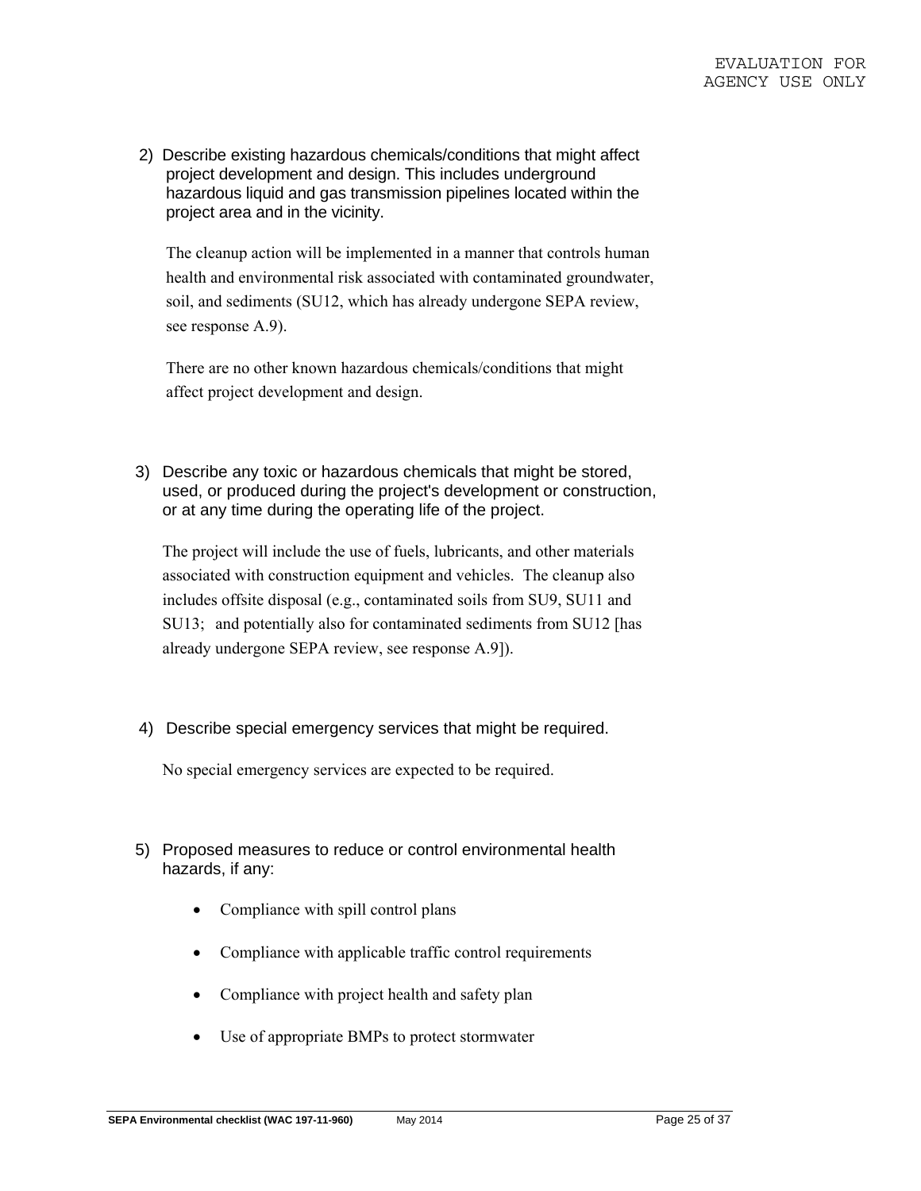EVALUATION FOR AGENCY USE ONLY

2) Describe existing hazardous chemicals/conditions that might affect project development and design. This includes underground hazardous liquid and gas transmission pipelines located within the project area and in the vicinity.

The cleanup action will be implemented in a manner that controls human health and environmental risk associated with contaminated groundwater, soil, and sediments (SU12, which has already undergone SEPA review, see response A.9).

There are no other known hazardous chemicals/conditions that might affect project development and design.

3) Describe any toxic or hazardous chemicals that might be stored, used, or produced during the project's development or construction, or at any time during the operating life of the project.

The project will include the use of fuels, lubricants, and other materials associated with construction equipment and vehicles. The cleanup also includes offsite disposal (e.g., contaminated soils from SU9, SU11 and SU13; and potentially also for contaminated sediments from SU12 [has already undergone SEPA review, see response A.9]).

4) Describe special emergency services that might be required.

No special emergency services are expected to be required.

5) Proposed measures to reduce or control environmental health hazards, if any:

- Compliance with spill control plans
- Compliance with applicable traffic control requirements
- Compliance with project health and safety plan
- Use of appropriate BMPs to protect stormwater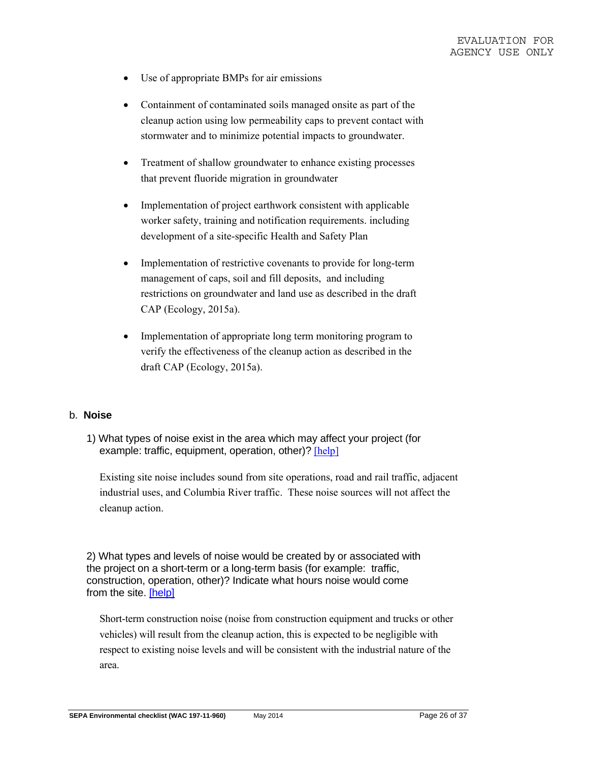- Use of appropriate BMPs for air emissions

- Containment of contaminated soils managed onsite as part of the cleanup action using low permeability caps to prevent contact with stormwater and to minimize potential impacts to groundwater.

- Treatment of shallow groundwater to enhance existing processes that prevent fluoride migration in groundwater

- Implementation of project earthwork consistent with applicable worker safety, training and notification requirements. including development of a site-specific Health and Safety Plan

- Implementation of restrictive covenants to provide for long-term management of caps, soil and fill deposits, and including restrictions on groundwater and land use as described in the draft CAP (Ecology, 2015a).

- Implementation of appropriate long term monitoring program to verify the effectiveness of the cleanup action as described in the draft CAP (Ecology, 2015a).

### b. **Noise**

1) What types of noise exist in the area which may affect your project (for example: traffic, equipment, operation, other)? [help]

Existing site noise includes sound from site operations, road and rail traffic, adjacent industrial uses, and Columbia River traffic. These noise sources will not affect the cleanup action.

2) What types and levels of noise would be created by or associated with the project on a short-term or a long-term basis (for example: traffic, construction, operation, other)? Indicate what hours noise would come from the site. [help]

Short-term construction noise (noise from construction equipment and trucks or other vehicles) will result from the cleanup action, this is expected to be negligible with respect to existing noise levels and will be consistent with the industrial nature of the area.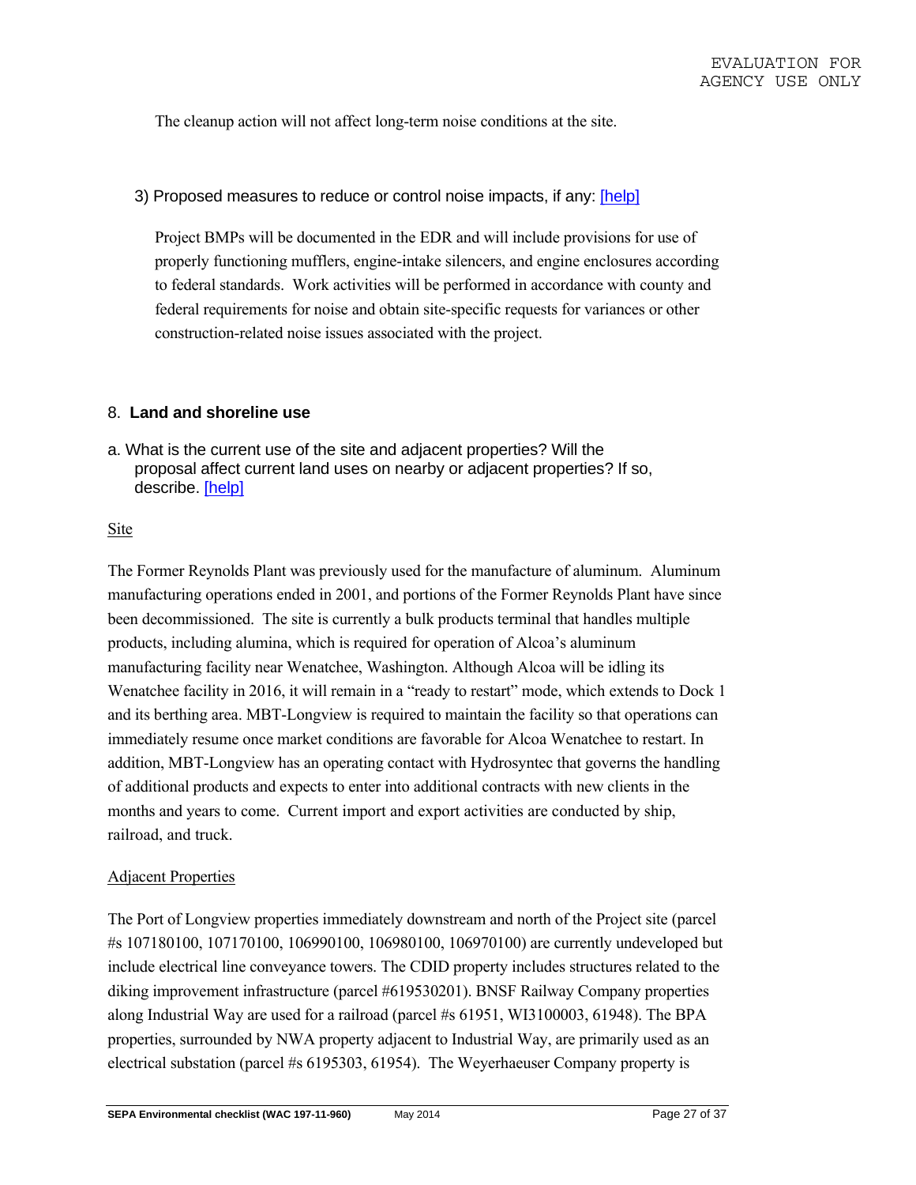The cleanup action will not affect long-term noise conditions at the site.

3) Proposed measures to reduce or control noise impacts, if any: [help]

Project BMPs will be documented in the EDR and will include provisions for use of properly functioning mufflers, engine-intake silencers, and engine enclosures according to federal standards. Work activities will be performed in accordance with county and federal requirements for noise and obtain site-specific requests for variances or other construction-related noise issues associated with the project.

## 8. **Land and shoreline use**

a. What is the current use of the site and adjacent properties? Will the proposal affect current land uses on nearby or adjacent properties? If so, describe. [help]

Site

The Former Reynolds Plant was previously used for the manufacture of aluminum. Aluminum manufacturing operations ended in 2001, and portions of the Former Reynolds Plant have since been decommissioned. The site is currently a bulk products terminal that handles multiple products, including alumina, which is required for operation of Alcoa's aluminum manufacturing facility near Wenatchee, Washington. Although Alcoa will be idling its Wenatchee facility in 2016, it will remain in a "ready to restart" mode, which extends to Dock 1 and its berthing area. MBT-Longview is required to maintain the facility so that operations can immediately resume once market conditions are favorable for Alcoa Wenatchee to restart. In addition, MBT-Longview has an operating contact with Hydrosyntec that governs the handling of additional products and expects to enter into additional contracts with new clients in the months and years to come. Current import and export activities are conducted by ship, railroad, and truck.

Adjacent Properties

The Port of Longview properties immediately downstream and north of the Project site (parcel #s 107180100, 107170100, 106990100, 106980100, 106970100) are currently undeveloped but include electrical line conveyance towers. The CDID property includes structures related to the diking improvement infrastructure (parcel #619530201). BNSF Railway Company properties along Industrial Way are used for a railroad (parcel #s 61951, WI3100003, 61948). The BPA properties, surrounded by NWA property adjacent to Industrial Way, are primarily used as an electrical substation (parcel #s 6195303, 61954). The Weyerhaeuser Company property is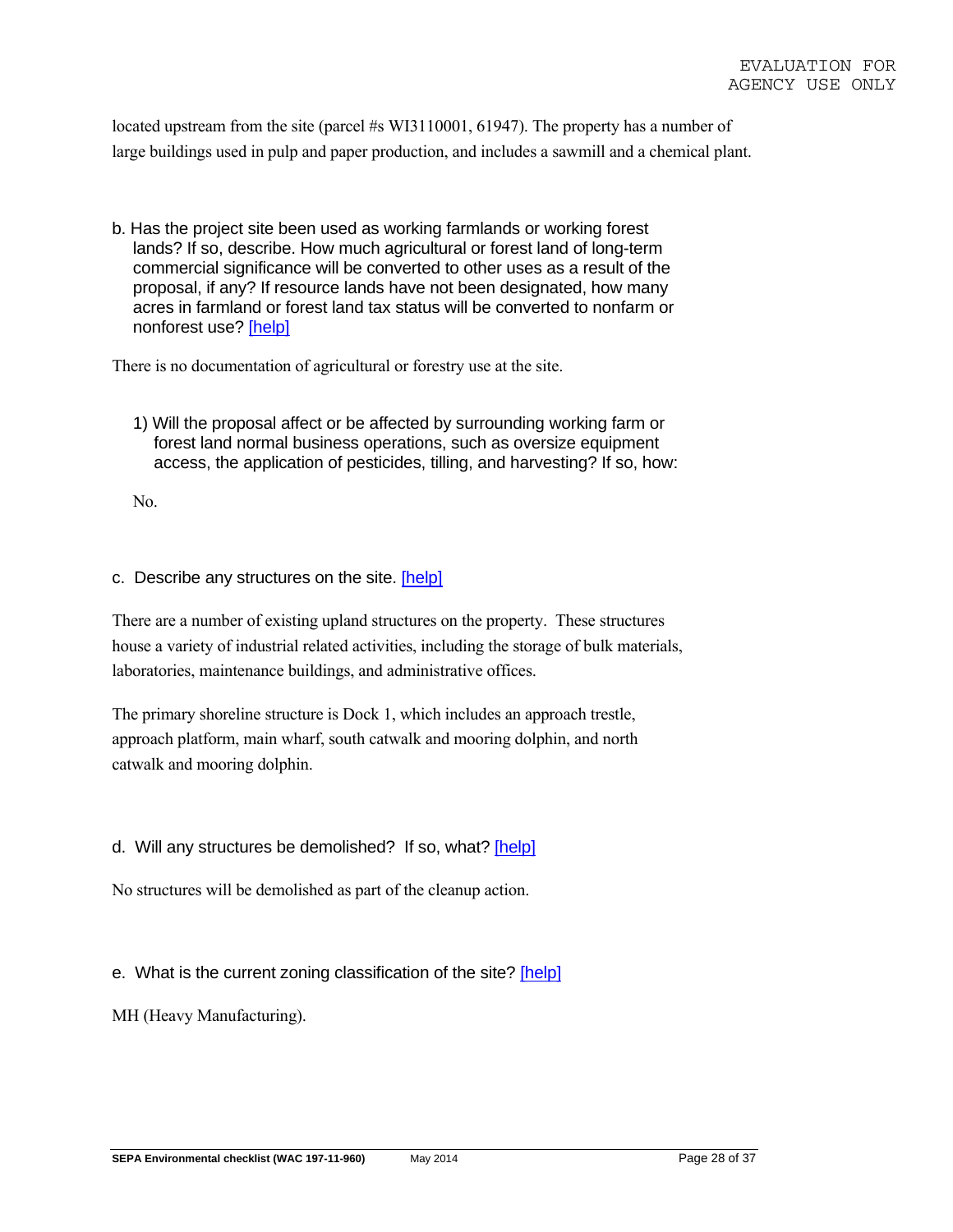located upstream from the site (parcel #s WI3110001, 61947). The property has a number of large buildings used in pulp and paper production, and includes a sawmill and a chemical plant.

b. Has the project site been used as working farmlands or working forest lands? If so, describe. How much agricultural or forest land of long-term commercial significance will be converted to other uses as a result of the proposal, if any? If resource lands have not been designated, how many acres in farmland or forest land tax status will be converted to nonfarm or nonforest use? [help]

There is no documentation of agricultural or forestry use at the site.

1) Will the proposal affect or be affected by surrounding working farm or forest land normal business operations, such as oversize equipment access, the application of pesticides, tilling, and harvesting? If so, how:

No.

c. Describe any structures on the site. [help]

There are a number of existing upland structures on the property. These structures house a variety of industrial related activities, including the storage of bulk materials, laboratories, maintenance buildings, and administrative offices.

The primary shoreline structure is Dock 1, which includes an approach trestle, approach platform, main wharf, south catwalk and mooring dolphin, and north catwalk and mooring dolphin.

d. Will any structures be demolished? If so, what? [help]

No structures will be demolished as part of the cleanup action.

e. What is the current zoning classification of the site? [help]

MH (Heavy Manufacturing).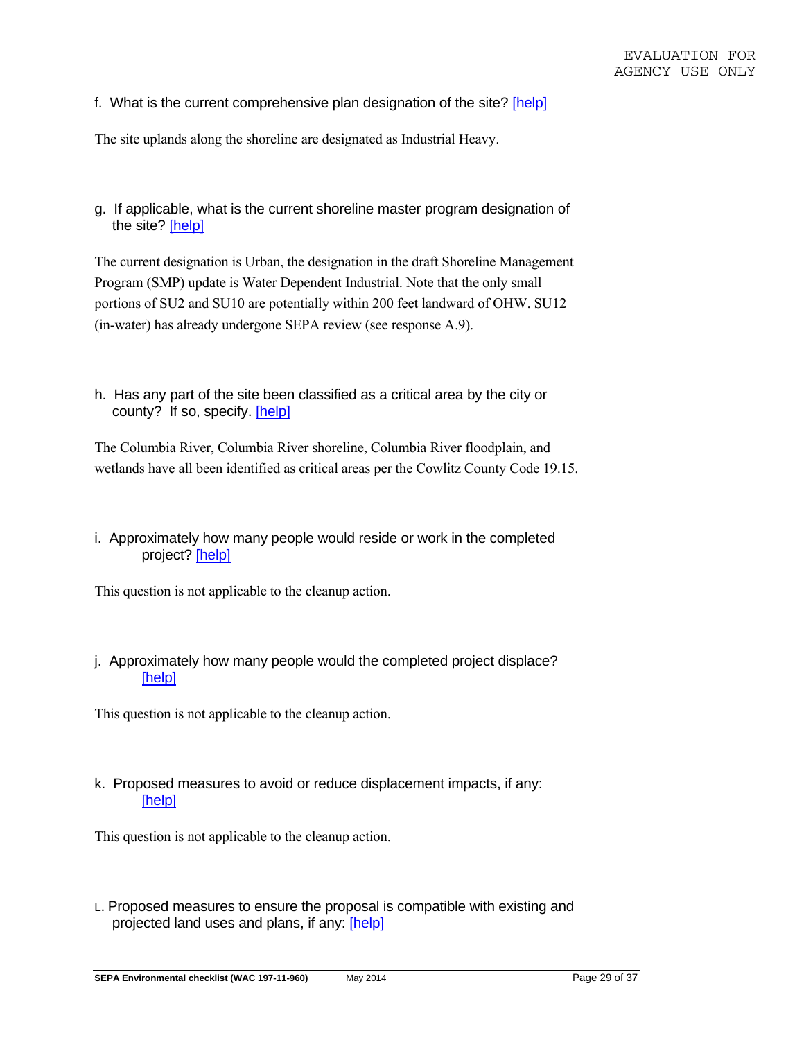EVALUATION FOR AGENCY USE ONLY

f. What is the current comprehensive plan designation of the site? [help]

The site uplands along the shoreline are designated as Industrial Heavy.

g. If applicable, what is the current shoreline master program designation of the site? [help]

The current designation is Urban, the designation in the draft Shoreline Management Program (SMP) update is Water Dependent Industrial. Note that the only small portions of SU2 and SU10 are potentially within 200 feet landward of OHW. SU12 (in-water) has already undergone SEPA review (see response A.9).

h. Has any part of the site been classified as a critical area by the city or county? If so, specify. [help]

The Columbia River, Columbia River shoreline, Columbia River floodplain, and wetlands have all been identified as critical areas per the Cowlitz County Code 19.15.

i. Approximately how many people would reside or work in the completed project? [help]

This question is not applicable to the cleanup action.

j. Approximately how many people would the completed project displace? [help]

This question is not applicable to the cleanup action.

k. Proposed measures to avoid or reduce displacement impacts, if any: [help]

This question is not applicable to the cleanup action.

L. Proposed measures to ensure the proposal is compatible with existing and projected land uses and plans, if any: [help]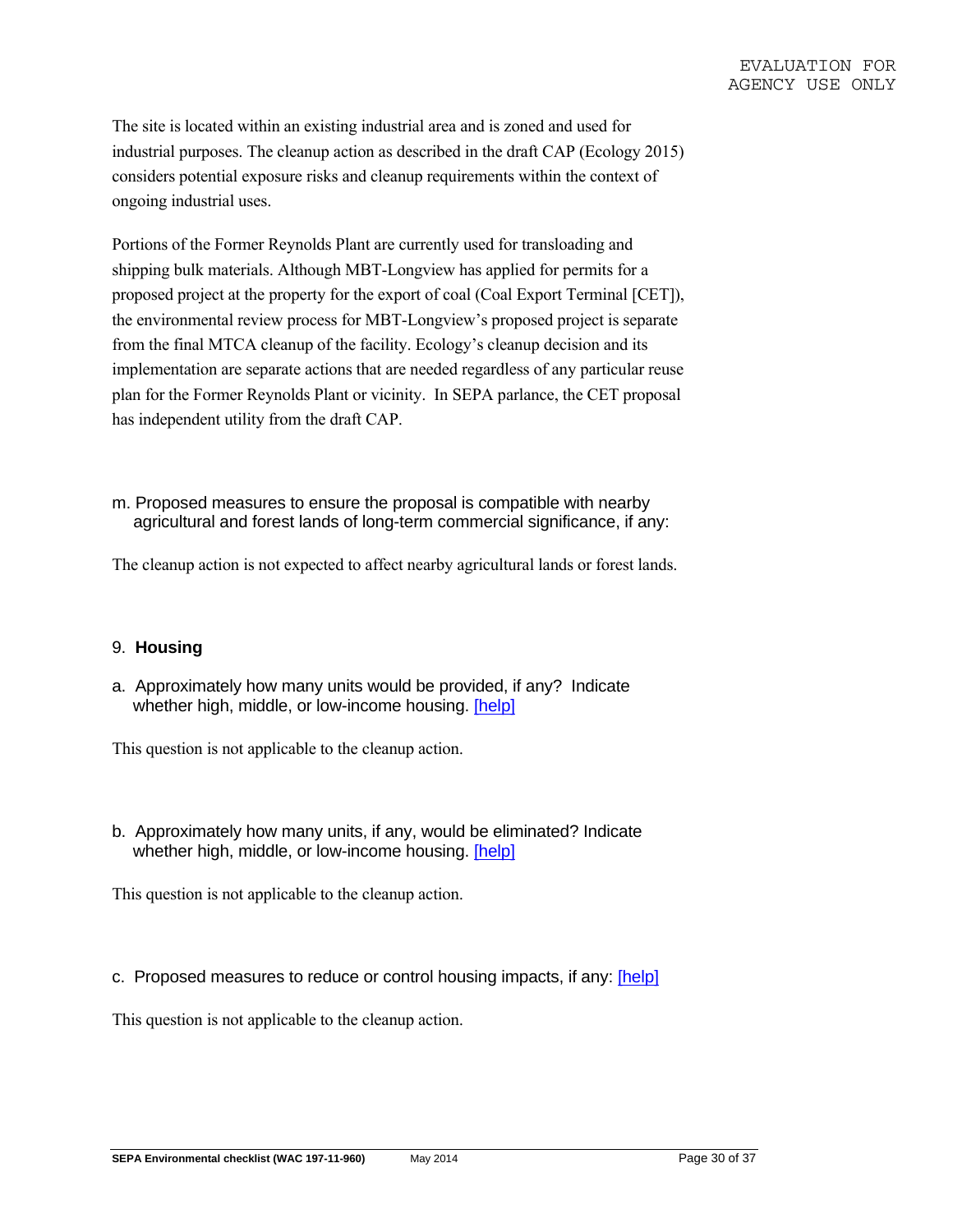EVALUATION FOR AGENCY USE ONLY

The site is located within an existing industrial area and is zoned and used for industrial purposes. The cleanup action as described in the draft CAP (Ecology 2015) considers potential exposure risks and cleanup requirements within the context of ongoing industrial uses.

Portions of the Former Reynolds Plant are currently used for transloading and shipping bulk materials. Although MBT-Longview has applied for permits for a proposed project at the property for the export of coal (Coal Export Terminal [CET]), the environmental review process for MBT-Longview's proposed project is separate from the final MTCA cleanup of the facility. Ecology's cleanup decision and its implementation are separate actions that are needed regardless of any particular reuse plan for the Former Reynolds Plant or vicinity. In SEPA parlance, the CET proposal has independent utility from the draft CAP.

m. Proposed measures to ensure the proposal is compatible with nearby agricultural and forest lands of long-term commercial significance, if any:

The cleanup action is not expected to affect nearby agricultural lands or forest lands.

## 9. **Housing**

a. Approximately how many units would be provided, if any? Indicate whether high, middle, or low-income housing. [help]

This question is not applicable to the cleanup action.

b. Approximately how many units, if any, would be eliminated? Indicate whether high, middle, or low-income housing. [help]

This question is not applicable to the cleanup action.

c. Proposed measures to reduce or control housing impacts, if any: [help]

This question is not applicable to the cleanup action.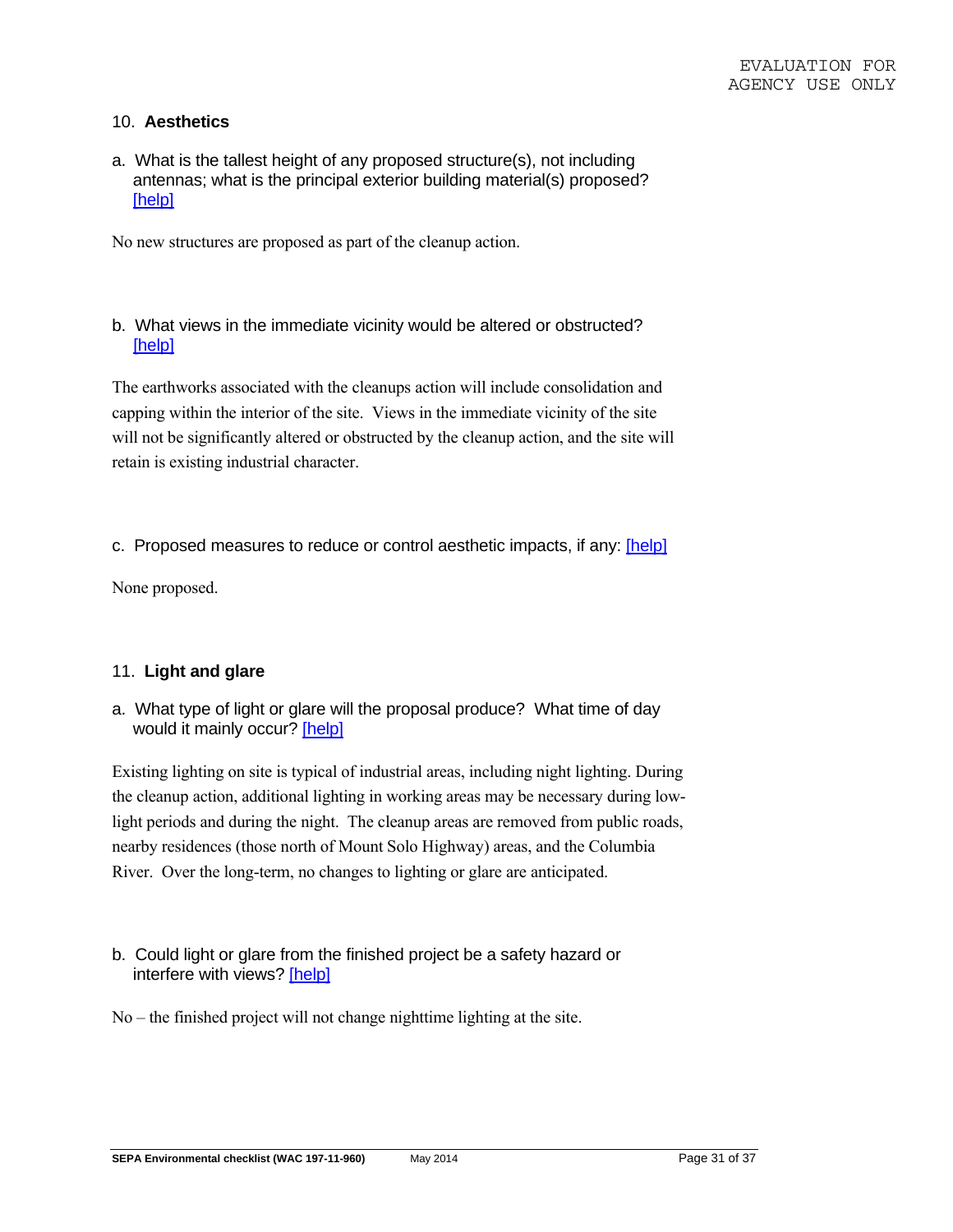EVALUATION FOR AGENCY USE ONLY

## 10. Aesthetics

a. What is the tallest height of any proposed structure(s), not including antennas; what is the principal exterior building material(s) proposed? [help]

No new structures are proposed as part of the cleanup action.

b. What views in the immediate vicinity would be altered or obstructed? [help]

The earthworks associated with the cleanups action will include consolidation and capping within the interior of the site. Views in the immediate vicinity of the site will not be significantly altered or obstructed by the cleanup action, and the site will retain is existing industrial character.

c. Proposed measures to reduce or control aesthetic impacts, if any: [help]

None proposed.

## 11. Light and glare

a. What type of light or glare will the proposal produce? What time of day would it mainly occur? [help]

Existing lighting on site is typical of industrial areas, including night lighting. During the cleanup action, additional lighting in working areas may be necessary during low-light periods and during the night. The cleanup areas are removed from public roads, nearby residences (those north of Mount Solo Highway) areas, and the Columbia River. Over the long-term, no changes to lighting or glare are anticipated.

b. Could light or glare from the finished project be a safety hazard or interfere with views? [help]

No – the finished project will not change nighttime lighting at the site.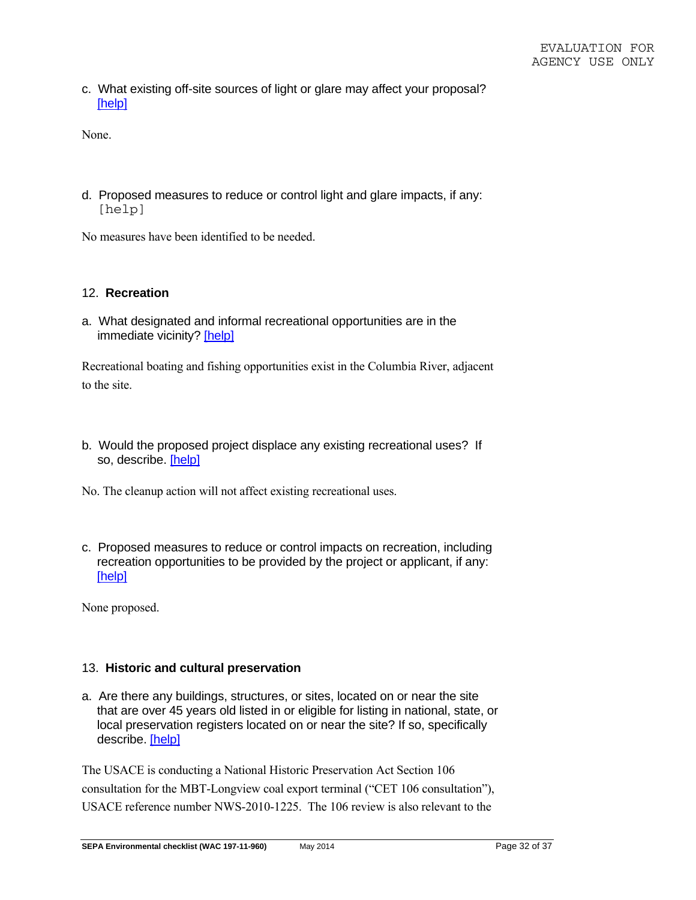c. What existing off-site sources of light or glare may affect your proposal? [help]

None.

d. Proposed measures to reduce or control light and glare impacts, if any: [help]

No measures have been identified to be needed.

## 12. **Recreation**

a. What designated and informal recreational opportunities are in the immediate vicinity? [help]

Recreational boating and fishing opportunities exist in the Columbia River, adjacent to the site.

b. Would the proposed project displace any existing recreational uses? If so, describe. [help]

No. The cleanup action will not affect existing recreational uses.

c. Proposed measures to reduce or control impacts on recreation, including recreation opportunities to be provided by the project or applicant, if any: [help]

None proposed.

## 13. **Historic and cultural preservation**

a. Are there any buildings, structures, or sites, located on or near the site that are over 45 years old listed in or eligible for listing in national, state, or local preservation registers located on or near the site? If so, specifically describe. [help]

The USACE is conducting a National Historic Preservation Act Section 106 consultation for the MBT-Longview coal export terminal ("CET 106 consultation"), USACE reference number NWS-2010-1225. The 106 review is also relevant to the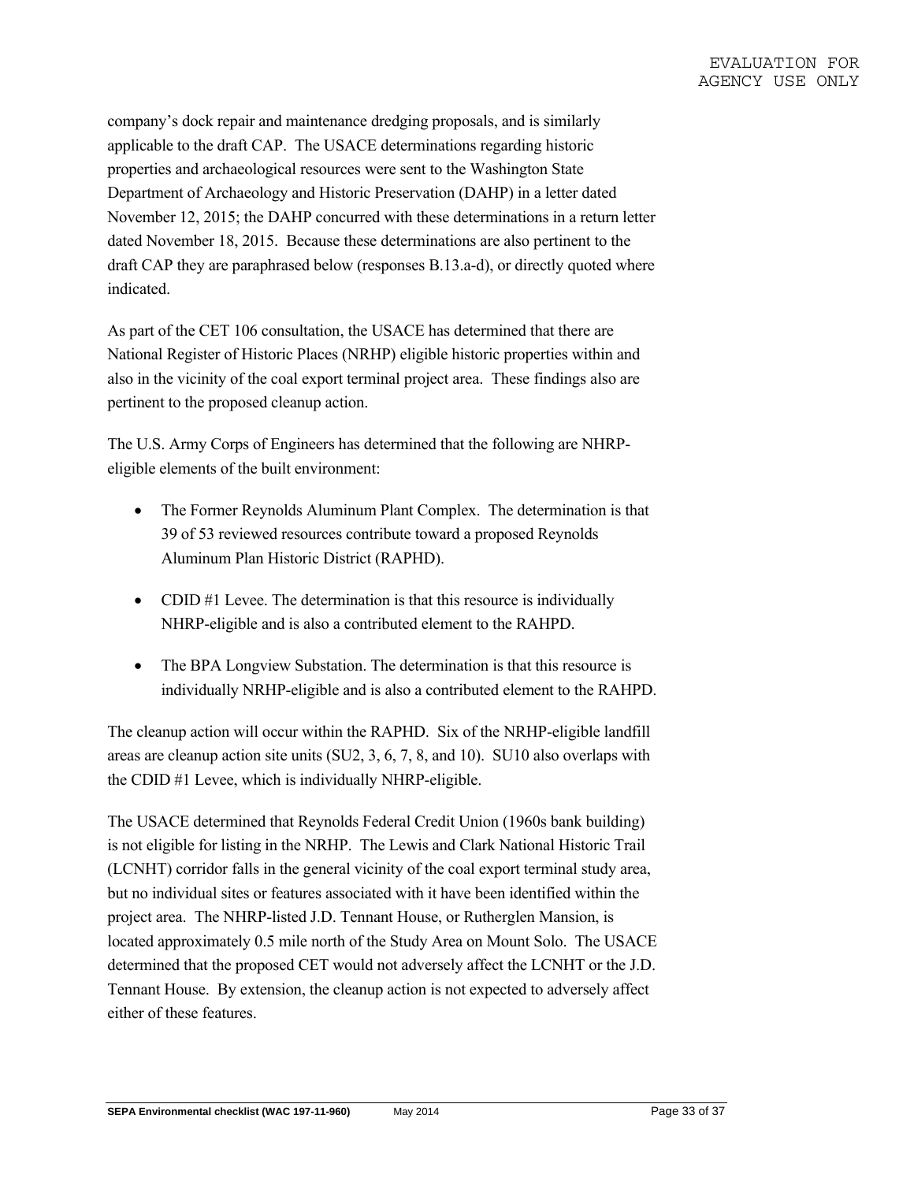company's dock repair and maintenance dredging proposals, and is similarly applicable to the draft CAP. The USACE determinations regarding historic properties and archaeological resources were sent to the Washington State Department of Archaeology and Historic Preservation (DAHP) in a letter dated November 12, 2015; the DAHP concurred with these determinations in a return letter dated November 18, 2015. Because these determinations are also pertinent to the draft CAP they are paraphrased below (responses B.13.a-d), or directly quoted where indicated.

As part of the CET 106 consultation, the USACE has determined that there are National Register of Historic Places (NRHP) eligible historic properties within and also in the vicinity of the coal export terminal project area. These findings also are pertinent to the proposed cleanup action.

The U.S. Army Corps of Engineers has determined that the following are NHRP-eligible elements of the built environment:

- The Former Reynolds Aluminum Plant Complex. The determination is that 39 of 53 reviewed resources contribute toward a proposed Reynolds Aluminum Plan Historic District (RAPHD).
- CDID #1 Levee. The determination is that this resource is individually NHRP-eligible and is also a contributed element to the RAHPD.
- The BPA Longview Substation. The determination is that this resource is individually NHRP-eligible and is also a contributed element to the RAHPD.

The cleanup action will occur within the RAPHD. Six of the NRHP-eligible landfill areas are cleanup action site units (SU2, 3, 6, 7, 8, and 10). SU10 also overlaps with the CDID #1 Levee, which is individually NHRP-eligible.

The USACE determined that Reynolds Federal Credit Union (1960s bank building) is not eligible for listing in the NRHP. The Lewis and Clark National Historic Trail (LCNHT) corridor falls in the general vicinity of the coal export terminal study area, but no individual sites or features associated with it have been identified within the project area. The NHRP-listed J.D. Tennant House, or Rutherglen Mansion, is located approximately 0.5 mile north of the Study Area on Mount Solo. The USACE determined that the proposed CET would not adversely affect the LCNHT or the J.D. Tennant House. By extension, the cleanup action is not expected to adversely affect either of these features.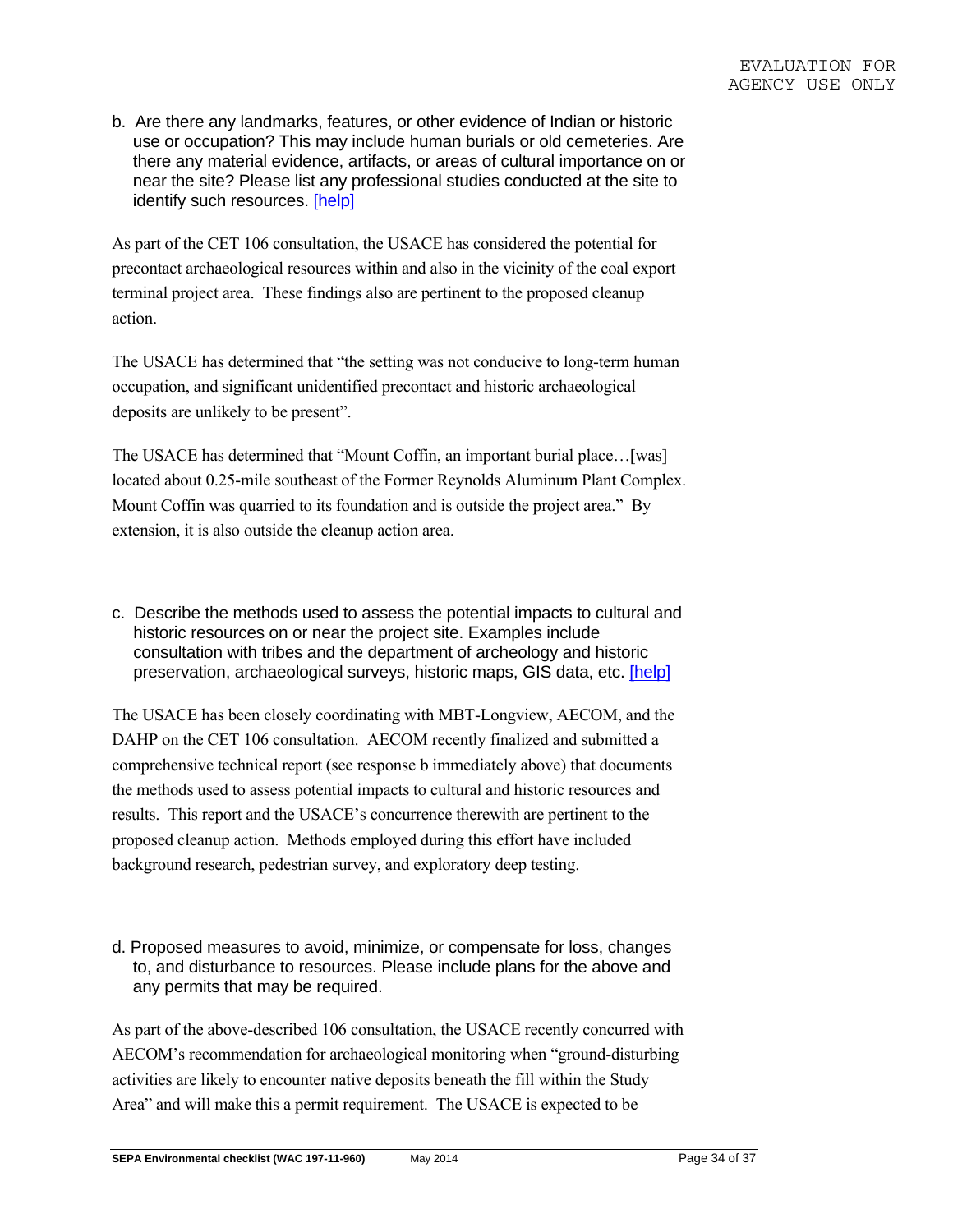EVALUATION FOR AGENCY USE ONLY

b. Are there any landmarks, features, or other evidence of Indian or historic use or occupation? This may include human burials or old cemeteries. Are there any material evidence, artifacts, or areas of cultural importance on or near the site? Please list any professional studies conducted at the site to identify such resources. [help]

As part of the CET 106 consultation, the USACE has considered the potential for precontact archaeological resources within and also in the vicinity of the coal export terminal project area. These findings also are pertinent to the proposed cleanup action.

The USACE has determined that "the setting was not conducive to long-term human occupation, and significant unidentified precontact and historic archaeological deposits are unlikely to be present".

The USACE has determined that "Mount Coffin, an important burial place…[was] located about 0.25-mile southeast of the Former Reynolds Aluminum Plant Complex. Mount Coffin was quarried to its foundation and is outside the project area." By extension, it is also outside the cleanup action area.

c. Describe the methods used to assess the potential impacts to cultural and historic resources on or near the project site. Examples include consultation with tribes and the department of archeology and historic preservation, archaeological surveys, historic maps, GIS data, etc. [help]

The USACE has been closely coordinating with MBT-Longview, AECOM, and the DAHP on the CET 106 consultation. AECOM recently finalized and submitted a comprehensive technical report (see response b immediately above) that documents the methods used to assess potential impacts to cultural and historic resources and results. This report and the USACE's concurrence therewith are pertinent to the proposed cleanup action. Methods employed during this effort have included background research, pedestrian survey, and exploratory deep testing.

d. Proposed measures to avoid, minimize, or compensate for loss, changes to, and disturbance to resources. Please include plans for the above and any permits that may be required.

As part of the above-described 106 consultation, the USACE recently concurred with AECOM's recommendation for archaeological monitoring when "ground-disturbing activities are likely to encounter native deposits beneath the fill within the Study Area" and will make this a permit requirement. The USACE is expected to be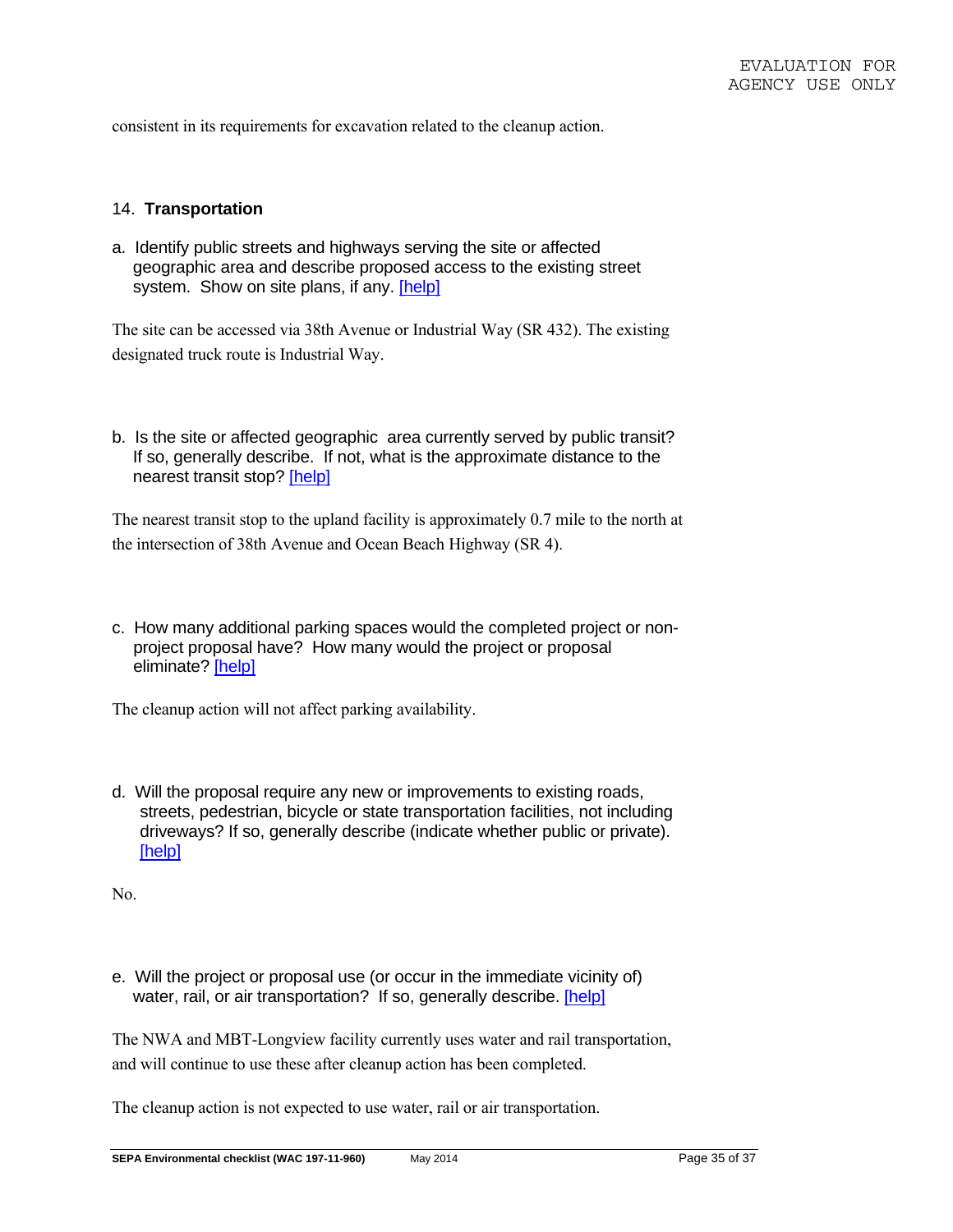consistent in its requirements for excavation related to the cleanup action.

### 14. **Transportation**

a. Identify public streets and highways serving the site or affected geographic area and describe proposed access to the existing street system. Show on site plans, if any. [help]

The site can be accessed via 38th Avenue or Industrial Way (SR 432). The existing designated truck route is Industrial Way.

b. Is the site or affected geographic area currently served by public transit? If so, generally describe. If not, what is the approximate distance to the nearest transit stop? [help]

The nearest transit stop to the upland facility is approximately 0.7 mile to the north at the intersection of 38th Avenue and Ocean Beach Highway (SR 4).

c. How many additional parking spaces would the completed project or non-project proposal have? How many would the project or proposal eliminate? [help]

The cleanup action will not affect parking availability.

d. Will the proposal require any new or improvements to existing roads, streets, pedestrian, bicycle or state transportation facilities, not including driveways? If so, generally describe (indicate whether public or private). [help]

No.

e. Will the project or proposal use (or occur in the immediate vicinity of) water, rail, or air transportation? If so, generally describe. [help]

The NWA and MBT-Longview facility currently uses water and rail transportation, and will continue to use these after cleanup action has been completed.

The cleanup action is not expected to use water, rail or air transportation.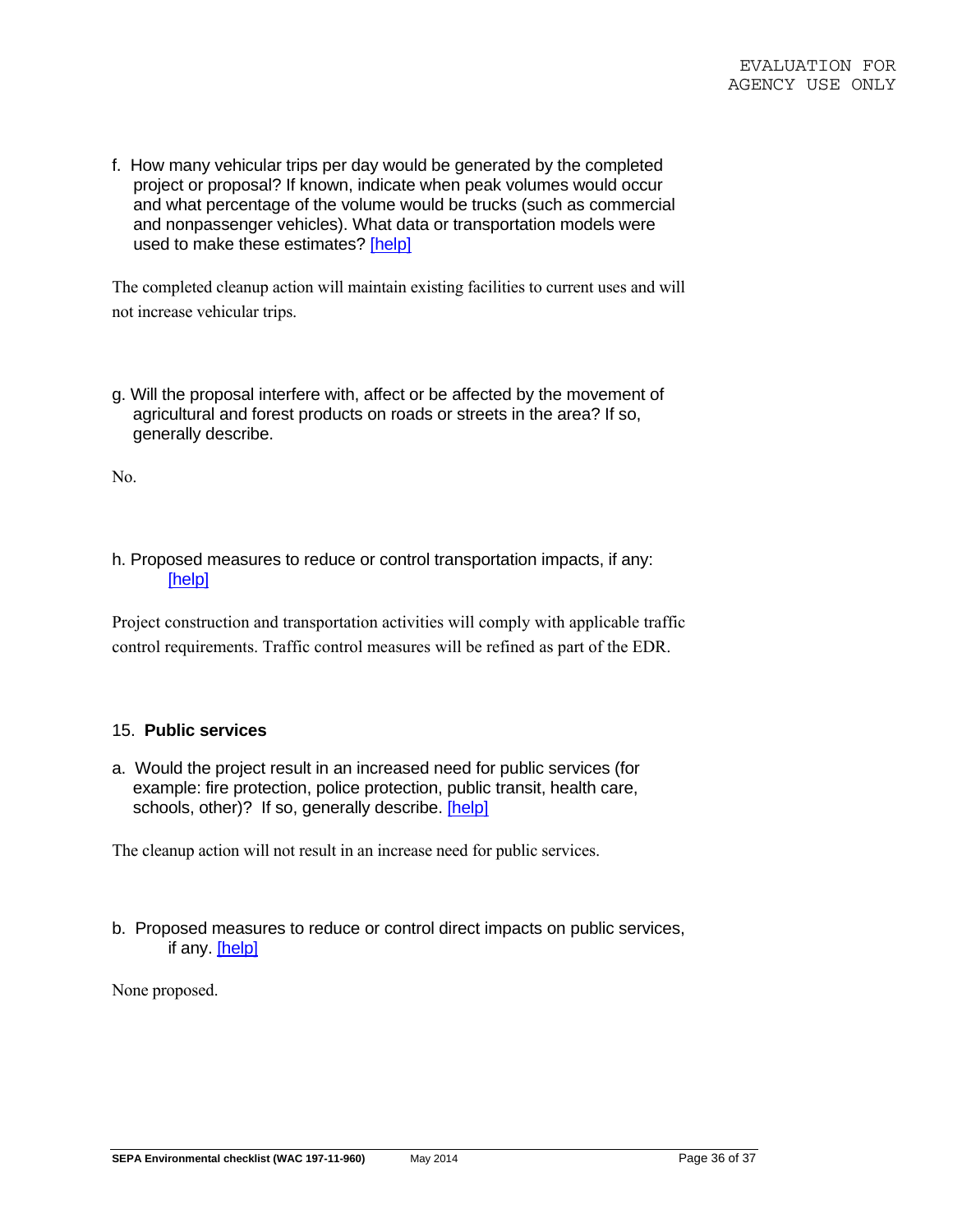f. How many vehicular trips per day would be generated by the completed project or proposal? If known, indicate when peak volumes would occur and what percentage of the volume would be trucks (such as commercial and nonpassenger vehicles). What data or transportation models were used to make these estimates? [help]

The completed cleanup action will maintain existing facilities to current uses and will not increase vehicular trips.

g. Will the proposal interfere with, affect or be affected by the movement of agricultural and forest products on roads or streets in the area? If so, generally describe.

No.

h. Proposed measures to reduce or control transportation impacts, if any: [help]

Project construction and transportation activities will comply with applicable traffic control requirements. Traffic control measures will be refined as part of the EDR.

### 15. **Public services**

a. Would the project result in an increased need for public services (for example: fire protection, police protection, public transit, health care, schools, other)? If so, generally describe. [help]

The cleanup action will not result in an increase need for public services.

b. Proposed measures to reduce or control direct impacts on public services, if any. [help]

None proposed.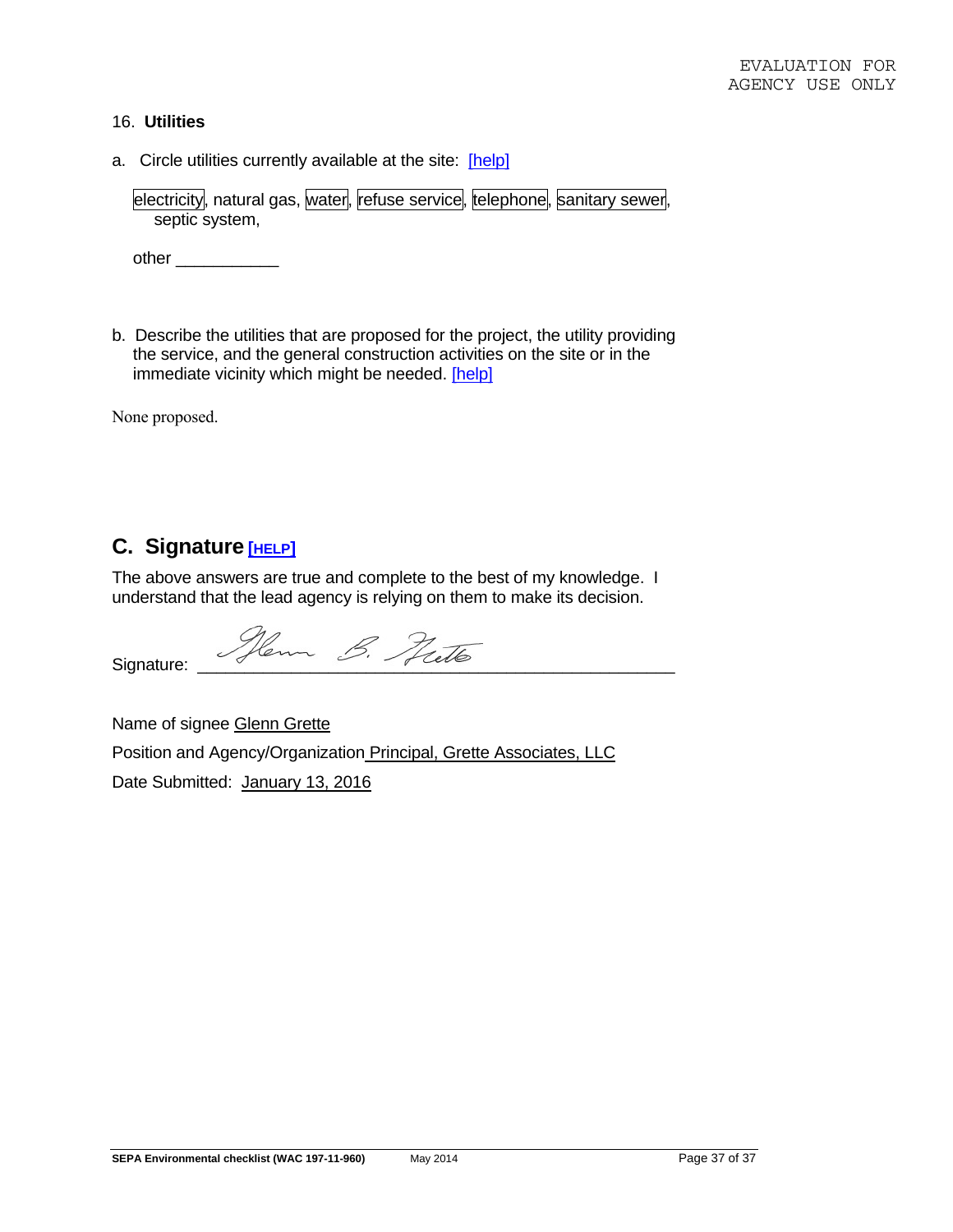EVALUATION FOR AGENCY USE ONLY

16. **Utilities**

a. Circle utilities currently available at the site: [help]

[electricity], natural gas, [water], [refuse service], [telephone], [sanitary sewer], septic system,

other ___________

b. Describe the utilities that are proposed for the project, the utility providing the service, and the general construction activities on the site or in the immediate vicinity which might be needed. [help]

None proposed.

## C. Signature [HELP]

The above answers are true and complete to the best of my knowledge. I understand that the lead agency is relying on them to make its decision.

Signature: Glenn B. Grette

Name of signee Glenn Grette

Position and Agency/Organization Principal, Grette Associates, LLC

Date Submitted: January 13, 2016